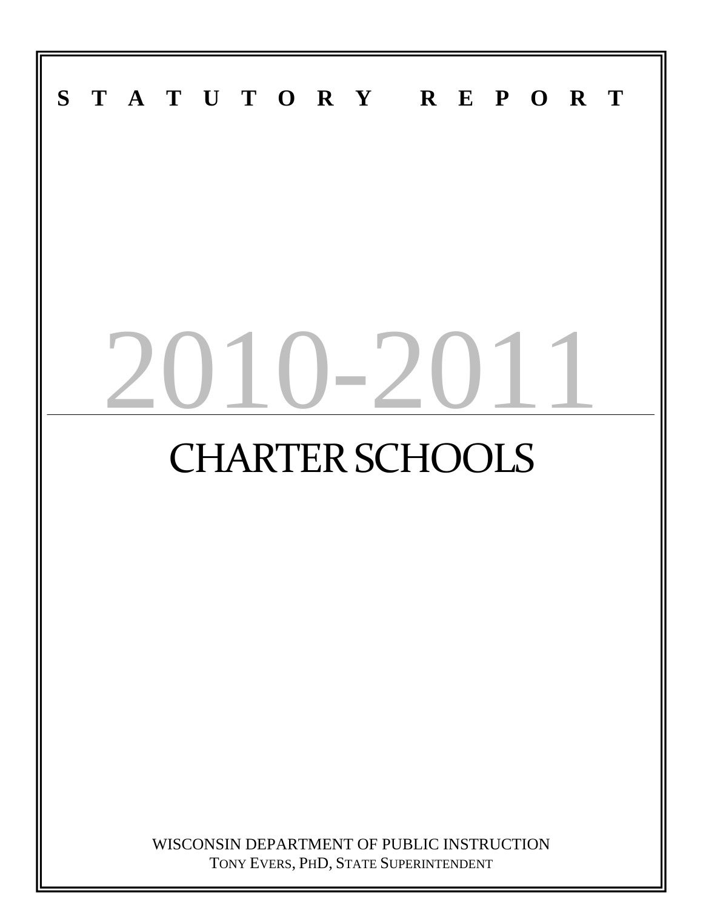**S T A T U T O R Y   R E P O R T**

# 2010-2011

# CHARTER SCHOOLS

WISCONSIN DEPARTMENT OF PUBLIC INSTRUCTION
TONY EVERS, PHD, STATE SUPERINTENDENT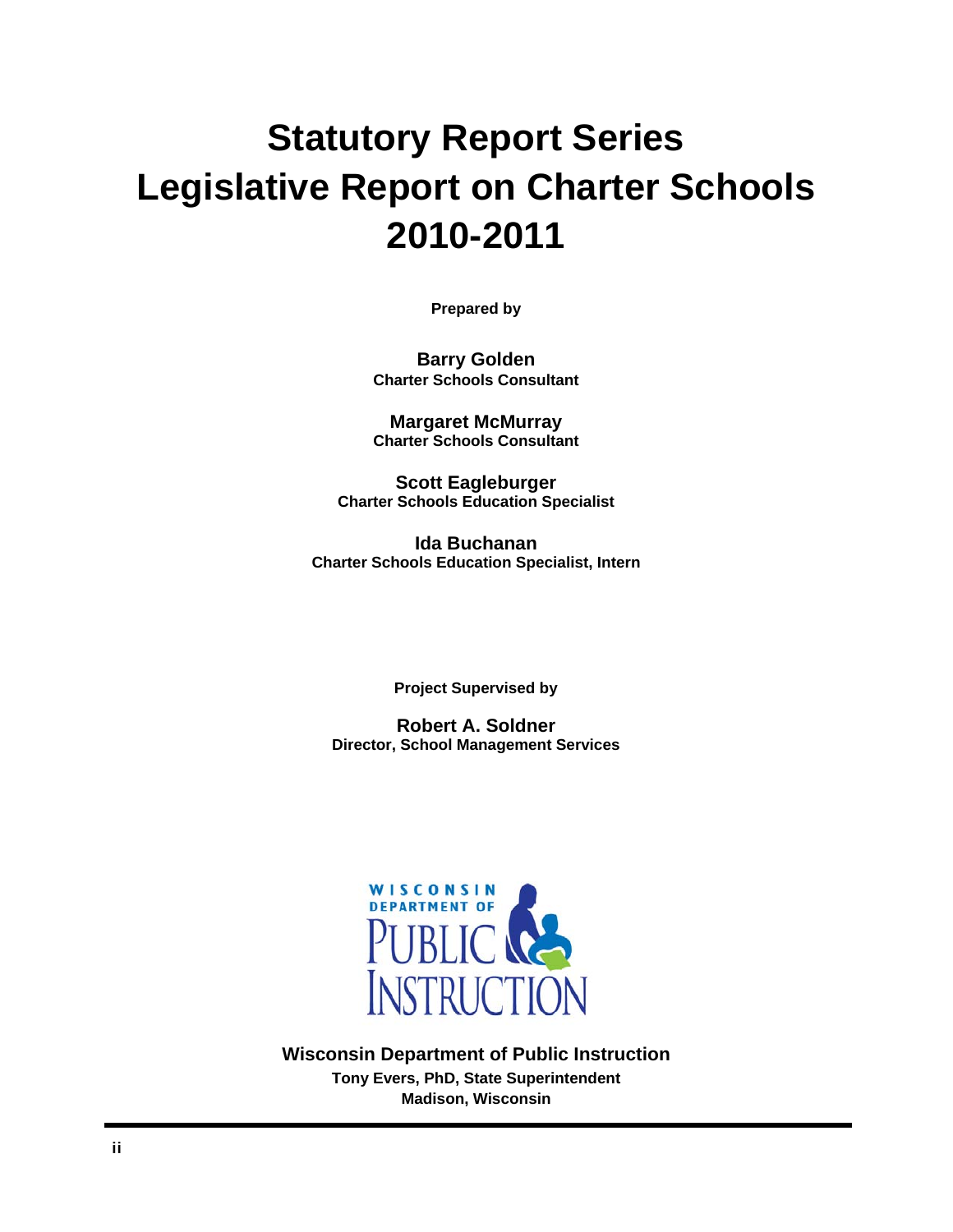# Statutory Report Series
# Legislative Report on Charter Schools
# 2010-2011

**Prepared by**

**Barry Golden**
**Charter Schools Consultant**

**Margaret McMurray**
**Charter Schools Consultant**

**Scott Eagleburger**
**Charter Schools Education Specialist**

**Ida Buchanan**
**Charter Schools Education Specialist, Intern**

**Project Supervised by**

**Robert A. Soldner**
**Director, School Management Services**

**Wisconsin Department of Public Instruction**
**Tony Evers, PhD, State Superintendent**
**Madison, Wisconsin**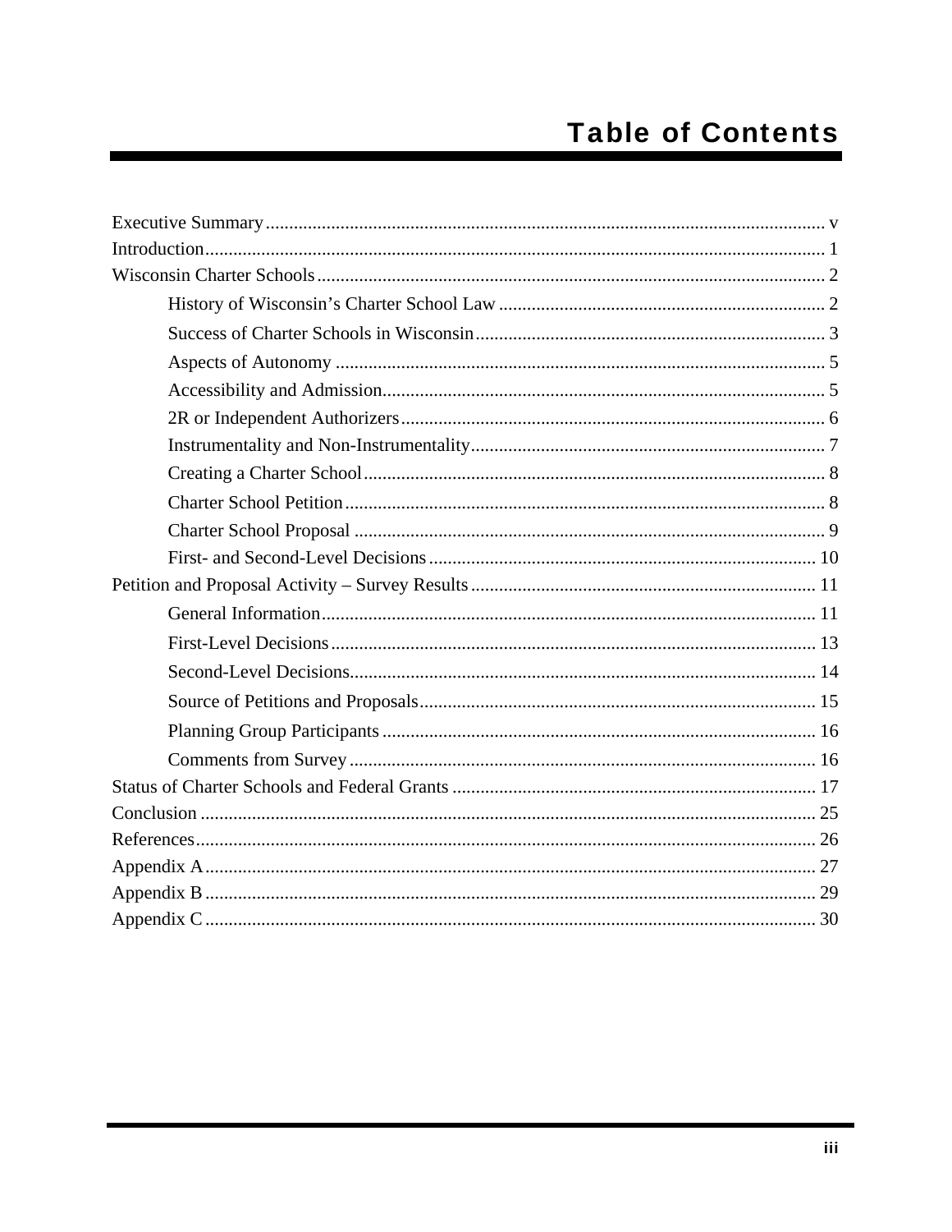# Table of Contents

Executive Summary ..... v
Introduction ..... 1
Wisconsin Charter Schools ..... 2
- History of Wisconsin's Charter School Law ..... 2
- Success of Charter Schools in Wisconsin ..... 3
- Aspects of Autonomy ..... 5
- Accessibility and Admission ..... 5
- 2R or Independent Authorizers ..... 6
- Instrumentality and Non-Instrumentality ..... 7
- Creating a Charter School ..... 8
- Charter School Petition ..... 8
- Charter School Proposal ..... 9
- First- and Second-Level Decisions ..... 10

Petition and Proposal Activity – Survey Results ..... 11
- General Information ..... 11
- First-Level Decisions ..... 13
- Second-Level Decisions ..... 14
- Source of Petitions and Proposals ..... 15
- Planning Group Participants ..... 16
- Comments from Survey ..... 16

Status of Charter Schools and Federal Grants ..... 17
Conclusion ..... 25
References ..... 26
Appendix A ..... 27
Appendix B ..... 29
Appendix C ..... 30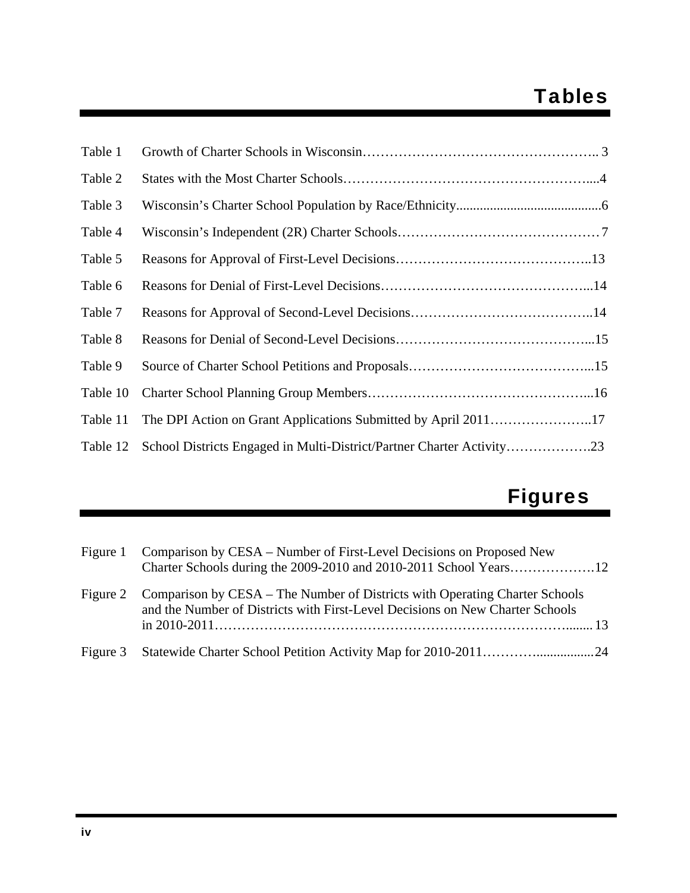# Tables

| | | |
|---|---|---|
| Table 1 | Growth of Charter Schools in Wisconsin | 3 |
| Table 2 | States with the Most Charter Schools | 4 |
| Table 3 | Wisconsin's Charter School Population by Race/Ethnicity | 6 |
| Table 4 | Wisconsin's Independent (2R) Charter Schools | 7 |
| Table 5 | Reasons for Approval of First-Level Decisions | 13 |
| Table 6 | Reasons for Denial of First-Level Decisions | 14 |
| Table 7 | Reasons for Approval of Second-Level Decisions | 14 |
| Table 8 | Reasons for Denial of Second-Level Decisions | 15 |
| Table 9 | Source of Charter School Petitions and Proposals | 15 |
| Table 10 | Charter School Planning Group Members | 16 |
| Table 11 | The DPI Action on Grant Applications Submitted by April 2011 | 17 |
| Table 12 | School Districts Engaged in Multi-District/Partner Charter Activity | 23 |

# Figures

| | | |
|---|---|---|
| Figure 1 | Comparison by CESA – Number of First-Level Decisions on Proposed New Charter Schools during the 2009-2010 and 2010-2011 School Years | 12 |
| Figure 2 | Comparison by CESA – The Number of Districts with Operating Charter Schools and the Number of Districts with First-Level Decisions on New Charter Schools in 2010-2011 | 13 |
| Figure 3 | Statewide Charter School Petition Activity Map for 2010-2011 | 24 |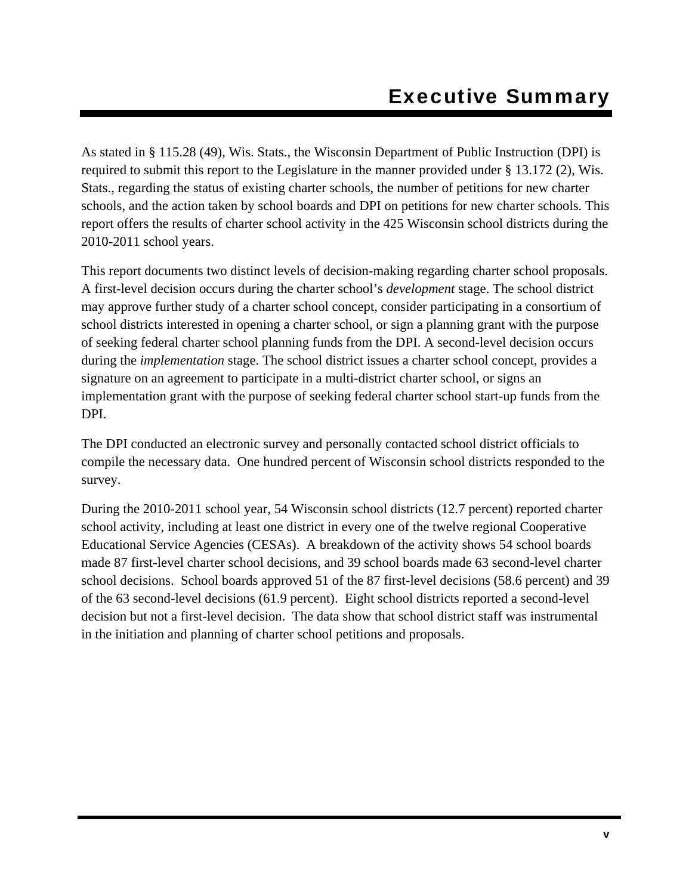# Executive Summary

As stated in § 115.28 (49), Wis. Stats., the Wisconsin Department of Public Instruction (DPI) is required to submit this report to the Legislature in the manner provided under § 13.172 (2), Wis. Stats., regarding the status of existing charter schools, the number of petitions for new charter schools, and the action taken by school boards and DPI on petitions for new charter schools. This report offers the results of charter school activity in the 425 Wisconsin school districts during the 2010-2011 school years.

This report documents two distinct levels of decision-making regarding charter school proposals. A first-level decision occurs during the charter school's *development* stage. The school district may approve further study of a charter school concept, consider participating in a consortium of school districts interested in opening a charter school, or sign a planning grant with the purpose of seeking federal charter school planning funds from the DPI. A second-level decision occurs during the *implementation* stage. The school district issues a charter school concept, provides a signature on an agreement to participate in a multi-district charter school, or signs an implementation grant with the purpose of seeking federal charter school start-up funds from the DPI.

The DPI conducted an electronic survey and personally contacted school district officials to compile the necessary data. One hundred percent of Wisconsin school districts responded to the survey.

During the 2010-2011 school year, 54 Wisconsin school districts (12.7 percent) reported charter school activity, including at least one district in every one of the twelve regional Cooperative Educational Service Agencies (CESAs). A breakdown of the activity shows 54 school boards made 87 first-level charter school decisions, and 39 school boards made 63 second-level charter school decisions. School boards approved 51 of the 87 first-level decisions (58.6 percent) and 39 of the 63 second-level decisions (61.9 percent). Eight school districts reported a second-level decision but not a first-level decision. The data show that school district staff was instrumental in the initiation and planning of charter school petitions and proposals.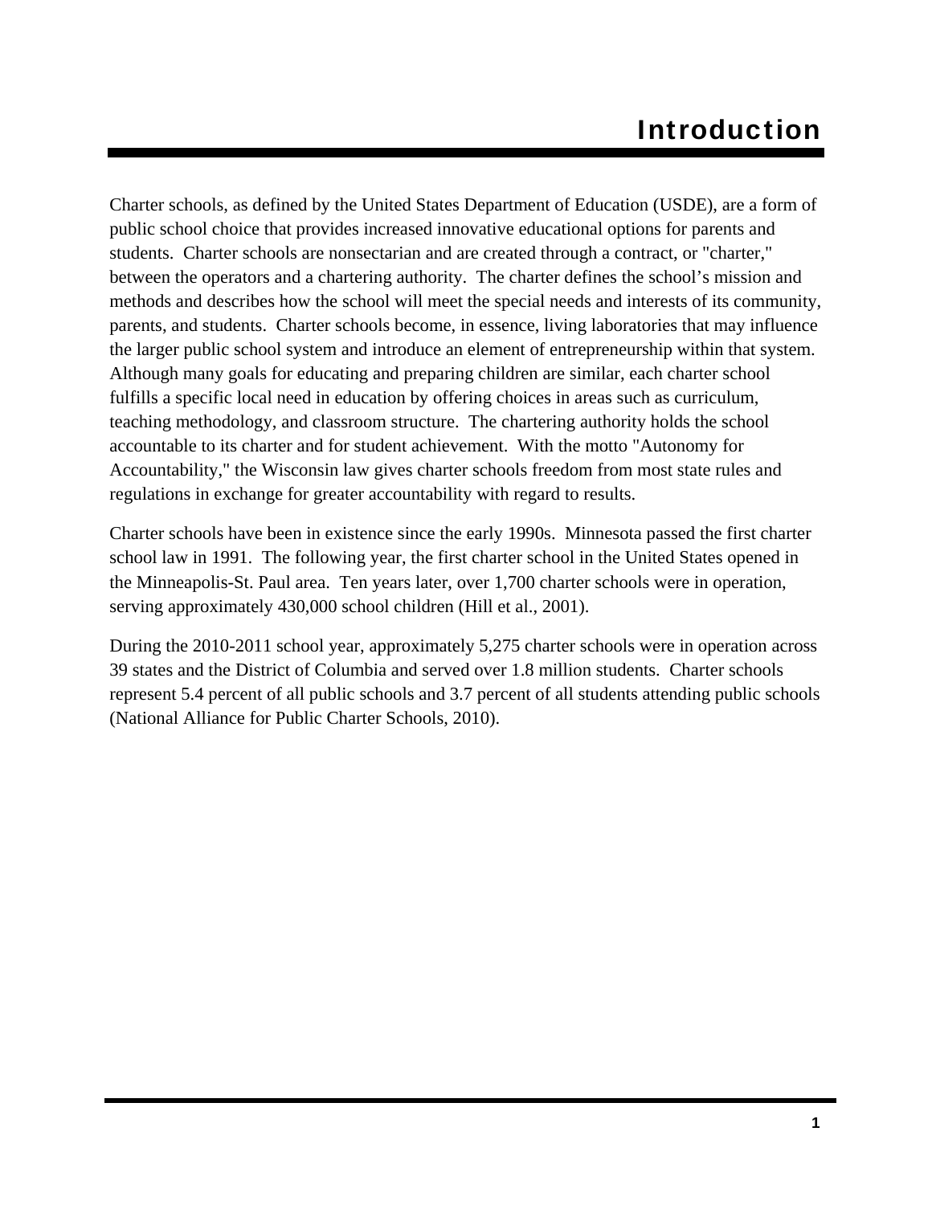# Introduction

Charter schools, as defined by the United States Department of Education (USDE), are a form of public school choice that provides increased innovative educational options for parents and students. Charter schools are nonsectarian and are created through a contract, or "charter," between the operators and a chartering authority. The charter defines the school's mission and methods and describes how the school will meet the special needs and interests of its community, parents, and students. Charter schools become, in essence, living laboratories that may influence the larger public school system and introduce an element of entrepreneurship within that system. Although many goals for educating and preparing children are similar, each charter school fulfills a specific local need in education by offering choices in areas such as curriculum, teaching methodology, and classroom structure. The chartering authority holds the school accountable to its charter and for student achievement. With the motto "Autonomy for Accountability," the Wisconsin law gives charter schools freedom from most state rules and regulations in exchange for greater accountability with regard to results.

Charter schools have been in existence since the early 1990s. Minnesota passed the first charter school law in 1991. The following year, the first charter school in the United States opened in the Minneapolis-St. Paul area. Ten years later, over 1,700 charter schools were in operation, serving approximately 430,000 school children (Hill et al., 2001).

During the 2010-2011 school year, approximately 5,275 charter schools were in operation across 39 states and the District of Columbia and served over 1.8 million students. Charter schools represent 5.4 percent of all public schools and 3.7 percent of all students attending public schools (National Alliance for Public Charter Schools, 2010).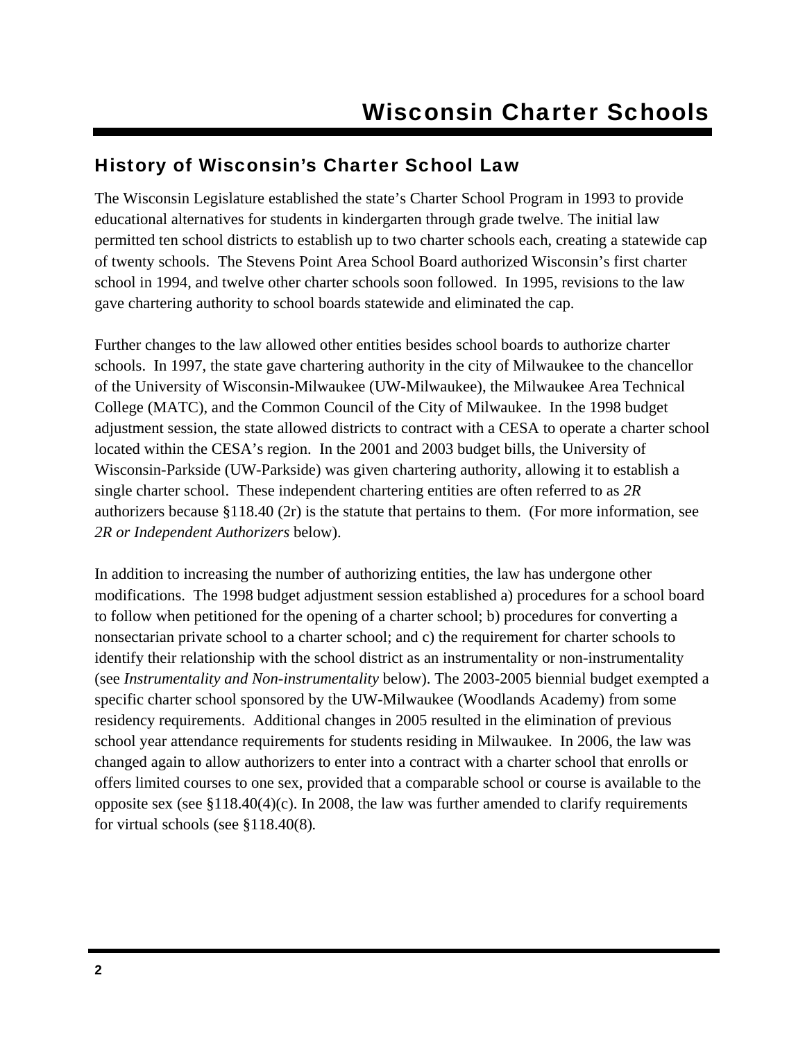# Wisconsin Charter Schools

## History of Wisconsin's Charter School Law

The Wisconsin Legislature established the state's Charter School Program in 1993 to provide educational alternatives for students in kindergarten through grade twelve. The initial law permitted ten school districts to establish up to two charter schools each, creating a statewide cap of twenty schools. The Stevens Point Area School Board authorized Wisconsin's first charter school in 1994, and twelve other charter schools soon followed. In 1995, revisions to the law gave chartering authority to school boards statewide and eliminated the cap.

Further changes to the law allowed other entities besides school boards to authorize charter schools. In 1997, the state gave chartering authority in the city of Milwaukee to the chancellor of the University of Wisconsin-Milwaukee (UW-Milwaukee), the Milwaukee Area Technical College (MATC), and the Common Council of the City of Milwaukee. In the 1998 budget adjustment session, the state allowed districts to contract with a CESA to operate a charter school located within the CESA's region. In the 2001 and 2003 budget bills, the University of Wisconsin-Parkside (UW-Parkside) was given chartering authority, allowing it to establish a single charter school. These independent chartering entities are often referred to as *2R* authorizers because §118.40 (2r) is the statute that pertains to them. (For more information, see *2R or Independent Authorizers* below).

In addition to increasing the number of authorizing entities, the law has undergone other modifications. The 1998 budget adjustment session established a) procedures for a school board to follow when petitioned for the opening of a charter school; b) procedures for converting a nonsectarian private school to a charter school; and c) the requirement for charter schools to identify their relationship with the school district as an instrumentality or non-instrumentality (see *Instrumentality and Non-instrumentality* below). The 2003-2005 biennial budget exempted a specific charter school sponsored by the UW-Milwaukee (Woodlands Academy) from some residency requirements. Additional changes in 2005 resulted in the elimination of previous school year attendance requirements for students residing in Milwaukee. In 2006, the law was changed again to allow authorizers to enter into a contract with a charter school that enrolls or offers limited courses to one sex, provided that a comparable school or course is available to the opposite sex (see §118.40(4)(c). In 2008, the law was further amended to clarify requirements for virtual schools (see §118.40(8).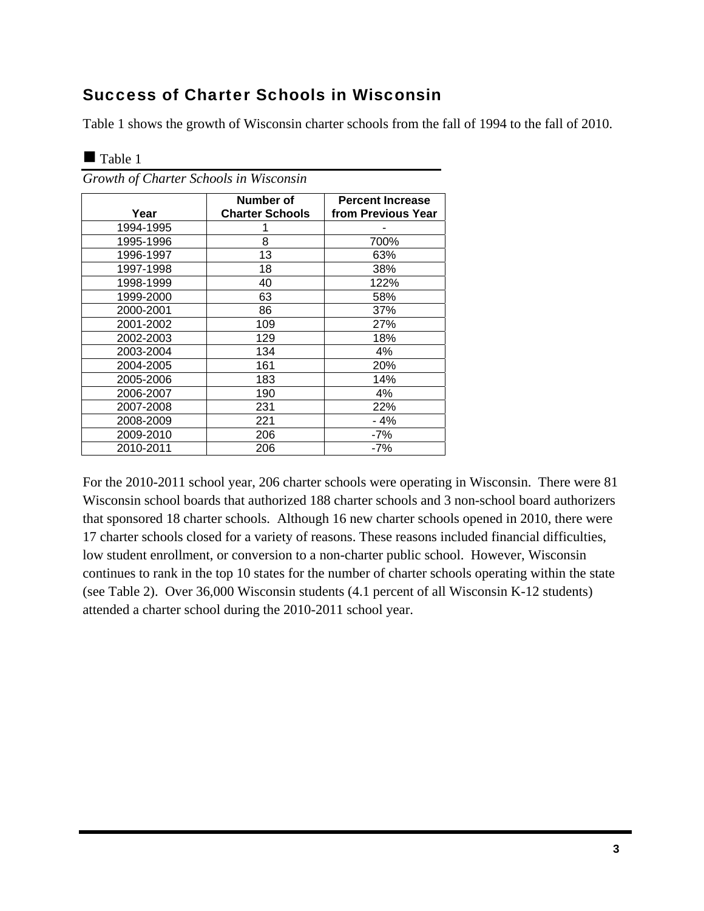## Success of Charter Schools in Wisconsin

Table 1 shows the growth of Wisconsin charter schools from the fall of 1994 to the fall of 2010.

■ Table 1

*Growth of Charter Schools in Wisconsin*

| Year | Number of Charter Schools | Percent Increase from Previous Year |
|---|---|---|
| 1994-1995 | 1 | - |
| 1995-1996 | 8 | 700% |
| 1996-1997 | 13 | 63% |
| 1997-1998 | 18 | 38% |
| 1998-1999 | 40 | 122% |
| 1999-2000 | 63 | 58% |
| 2000-2001 | 86 | 37% |
| 2001-2002 | 109 | 27% |
| 2002-2003 | 129 | 18% |
| 2003-2004 | 134 | 4% |
| 2004-2005 | 161 | 20% |
| 2005-2006 | 183 | 14% |
| 2006-2007 | 190 | 4% |
| 2007-2008 | 231 | 22% |
| 2008-2009 | 221 | - 4% |
| 2009-2010 | 206 | -7% |
| 2010-2011 | 206 | -7% |

For the 2010-2011 school year, 206 charter schools were operating in Wisconsin. There were 81 Wisconsin school boards that authorized 188 charter schools and 3 non-school board authorizers that sponsored 18 charter schools. Although 16 new charter schools opened in 2010, there were 17 charter schools closed for a variety of reasons. These reasons included financial difficulties, low student enrollment, or conversion to a non-charter public school. However, Wisconsin continues to rank in the top 10 states for the number of charter schools operating within the state (see Table 2). Over 36,000 Wisconsin students (4.1 percent of all Wisconsin K-12 students) attended a charter school during the 2010-2011 school year.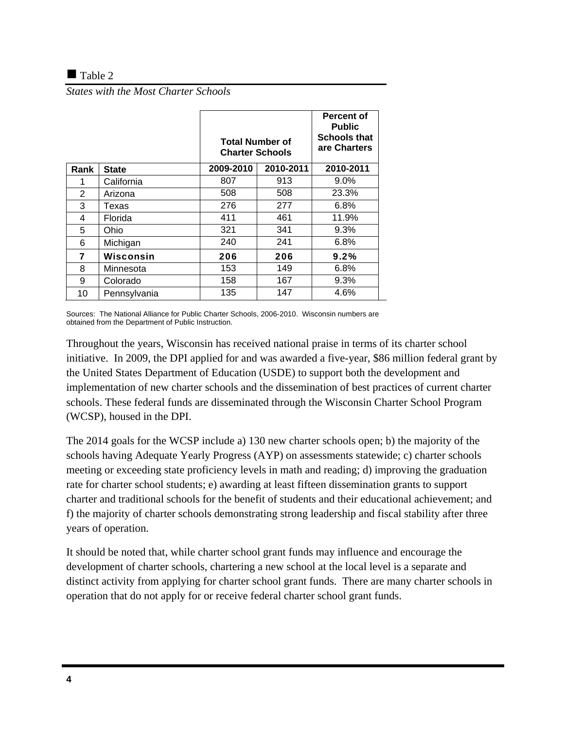■ Table 2

*States with the Most Charter Schools*

| | | Total Number of Charter Schools | | Percent of Public Schools that are Charters |
|---|---|---|---|---|
| **Rank** | **State** | **2009-2010** | **2010-2011** | **2010-2011** |
| 1 | California | 807 | 913 | 9.0% |
| 2 | Arizona | 508 | 508 | 23.3% |
| 3 | Texas | 276 | 277 | 6.8% |
| 4 | Florida | 411 | 461 | 11.9% |
| 5 | Ohio | 321 | 341 | 9.3% |
| 6 | Michigan | 240 | 241 | 6.8% |
| **7** | **Wisconsin** | **206** | **206** | **9.2%** |
| 8 | Minnesota | 153 | 149 | 6.8% |
| 9 | Colorado | 158 | 167 | 9.3% |
| 10 | Pennsylvania | 135 | 147 | 4.6% |

Sources: The National Alliance for Public Charter Schools, 2006-2010. Wisconsin numbers are obtained from the Department of Public Instruction.

Throughout the years, Wisconsin has received national praise in terms of its charter school initiative. In 2009, the DPI applied for and was awarded a five-year, $86 million federal grant by the United States Department of Education (USDE) to support both the development and implementation of new charter schools and the dissemination of best practices of current charter schools. These federal funds are disseminated through the Wisconsin Charter School Program (WCSP), housed in the DPI.

The 2014 goals for the WCSP include a) 130 new charter schools open; b) the majority of the schools having Adequate Yearly Progress (AYP) on assessments statewide; c) charter schools meeting or exceeding state proficiency levels in math and reading; d) improving the graduation rate for charter school students; e) awarding at least fifteen dissemination grants to support charter and traditional schools for the benefit of students and their educational achievement; and f) the majority of charter schools demonstrating strong leadership and fiscal stability after three years of operation.

It should be noted that, while charter school grant funds may influence and encourage the development of charter schools, chartering a new school at the local level is a separate and distinct activity from applying for charter school grant funds. There are many charter schools in operation that do not apply for or receive federal charter school grant funds.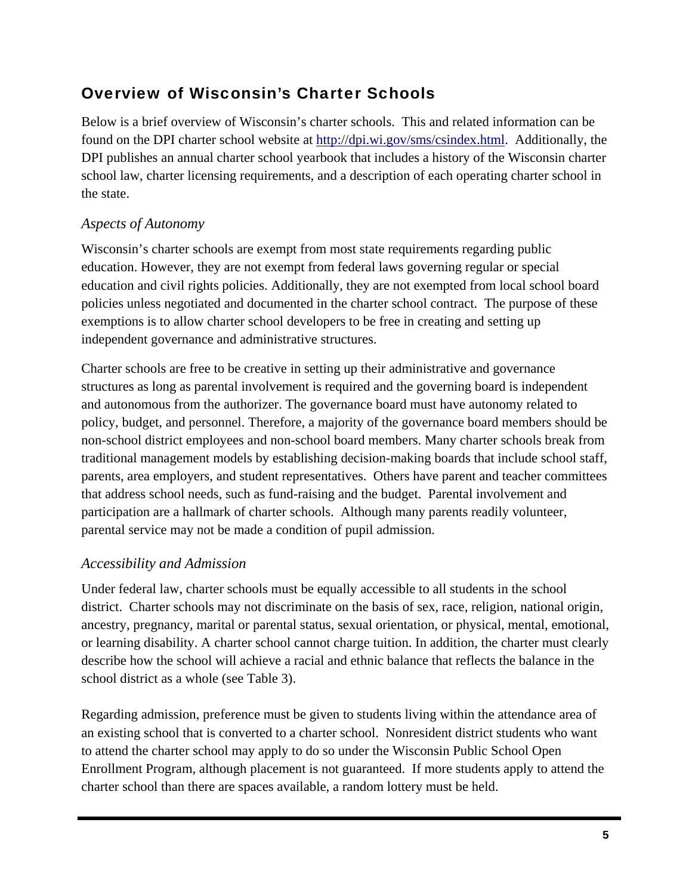## Overview of Wisconsin's Charter Schools

Below is a brief overview of Wisconsin's charter schools. This and related information can be found on the DPI charter school website at [http://dpi.wi.gov/sms/csindex.html](http://dpi.wi.gov/sms/csindex.html). Additionally, the DPI publishes an annual charter school yearbook that includes a history of the Wisconsin charter school law, charter licensing requirements, and a description of each operating charter school in the state.

### *Aspects of Autonomy*

Wisconsin's charter schools are exempt from most state requirements regarding public education. However, they are not exempt from federal laws governing regular or special education and civil rights policies. Additionally, they are not exempted from local school board policies unless negotiated and documented in the charter school contract. The purpose of these exemptions is to allow charter school developers to be free in creating and setting up independent governance and administrative structures.

Charter schools are free to be creative in setting up their administrative and governance structures as long as parental involvement is required and the governing board is independent and autonomous from the authorizer. The governance board must have autonomy related to policy, budget, and personnel. Therefore, a majority of the governance board members should be non-school district employees and non-school board members. Many charter schools break from traditional management models by establishing decision-making boards that include school staff, parents, area employers, and student representatives. Others have parent and teacher committees that address school needs, such as fund-raising and the budget. Parental involvement and participation are a hallmark of charter schools. Although many parents readily volunteer, parental service may not be made a condition of pupil admission.

### *Accessibility and Admission*

Under federal law, charter schools must be equally accessible to all students in the school district. Charter schools may not discriminate on the basis of sex, race, religion, national origin, ancestry, pregnancy, marital or parental status, sexual orientation, or physical, mental, emotional, or learning disability. A charter school cannot charge tuition. In addition, the charter must clearly describe how the school will achieve a racial and ethnic balance that reflects the balance in the school district as a whole (see Table 3).

Regarding admission, preference must be given to students living within the attendance area of an existing school that is converted to a charter school. Nonresident district students who want to attend the charter school may apply to do so under the Wisconsin Public School Open Enrollment Program, although placement is not guaranteed. If more students apply to attend the charter school than there are spaces available, a random lottery must be held.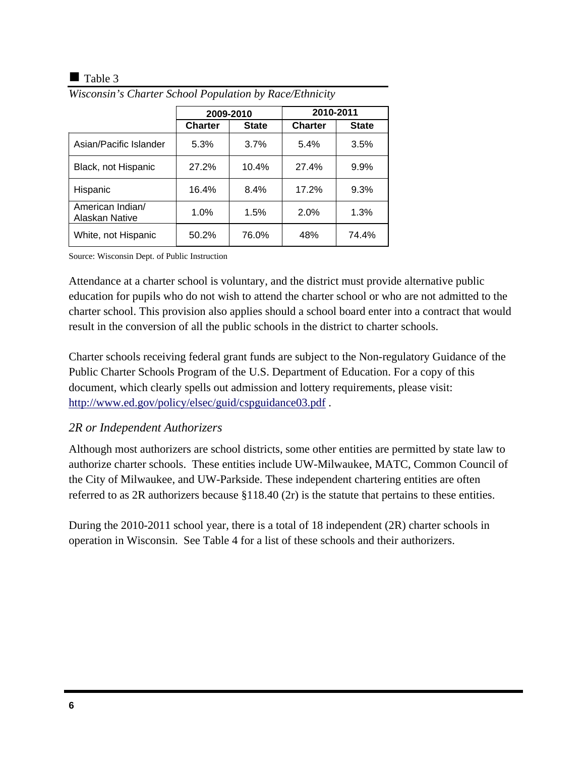■ Table 3

*Wisconsin's Charter School Population by Race/Ethnicity*

| | 2009-2010 | | 2010-2011 | |
|---|---|---|---|---|
| | **Charter** | **State** | **Charter** | **State** |
| Asian/Pacific Islander | 5.3% | 3.7% | 5.4% | 3.5% |
| Black, not Hispanic | 27.2% | 10.4% | 27.4% | 9.9% |
| Hispanic | 16.4% | 8.4% | 17.2% | 9.3% |
| American Indian/ Alaskan Native | 1.0% | 1.5% | 2.0% | 1.3% |
| White, not Hispanic | 50.2% | 76.0% | 48% | 74.4% |

Source: Wisconsin Dept. of Public Instruction

Attendance at a charter school is voluntary, and the district must provide alternative public education for pupils who do not wish to attend the charter school or who are not admitted to the charter school. This provision also applies should a school board enter into a contract that would result in the conversion of all the public schools in the district to charter schools.

Charter schools receiving federal grant funds are subject to the Non-regulatory Guidance of the Public Charter Schools Program of the U.S. Department of Education. For a copy of this document, which clearly spells out admission and lottery requirements, please visit: http://www.ed.gov/policy/elsec/guid/cspguidance03.pdf .

### *2R or Independent Authorizers*

Although most authorizers are school districts, some other entities are permitted by state law to authorize charter schools. These entities include UW-Milwaukee, MATC, Common Council of the City of Milwaukee, and UW-Parkside. These independent chartering entities are often referred to as 2R authorizers because §118.40 (2r) is the statute that pertains to these entities.

During the 2010-2011 school year, there is a total of 18 independent (2R) charter schools in operation in Wisconsin. See Table 4 for a list of these schools and their authorizers.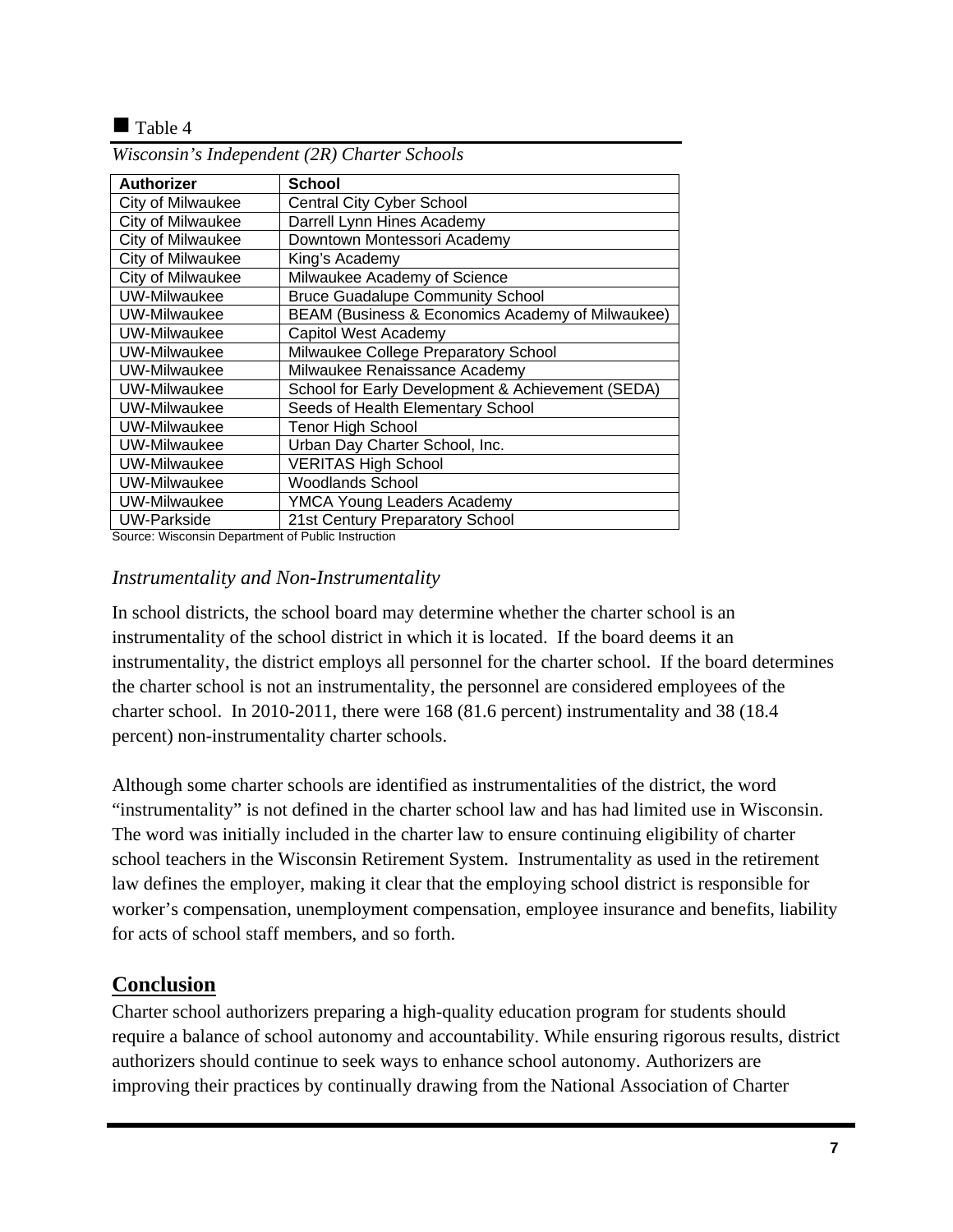■ Table 4

*Wisconsin's Independent (2R) Charter Schools*

| Authorizer | School |
|---|---|
| City of Milwaukee | Central City Cyber School |
| City of Milwaukee | Darrell Lynn Hines Academy |
| City of Milwaukee | Downtown Montessori Academy |
| City of Milwaukee | King's Academy |
| City of Milwaukee | Milwaukee Academy of Science |
| UW-Milwaukee | Bruce Guadalupe Community School |
| UW-Milwaukee | BEAM (Business & Economics Academy of Milwaukee) |
| UW-Milwaukee | Capitol West Academy |
| UW-Milwaukee | Milwaukee College Preparatory School |
| UW-Milwaukee | Milwaukee Renaissance Academy |
| UW-Milwaukee | School for Early Development & Achievement (SEDA) |
| UW-Milwaukee | Seeds of Health Elementary School |
| UW-Milwaukee | Tenor High School |
| UW-Milwaukee | Urban Day Charter School, Inc. |
| UW-Milwaukee | VERITAS High School |
| UW-Milwaukee | Woodlands School |
| UW-Milwaukee | YMCA Young Leaders Academy |
| UW-Parkside | 21st Century Preparatory School |

Source: Wisconsin Department of Public Instruction

### *Instrumentality and Non-Instrumentality*

In school districts, the school board may determine whether the charter school is an instrumentality of the school district in which it is located. If the board deems it an instrumentality, the district employs all personnel for the charter school. If the board determines the charter school is not an instrumentality, the personnel are considered employees of the charter school. In 2010-2011, there were 168 (81.6 percent) instrumentality and 38 (18.4 percent) non-instrumentality charter schools.

Although some charter schools are identified as instrumentalities of the district, the word "instrumentality" is not defined in the charter school law and has had limited use in Wisconsin. The word was initially included in the charter law to ensure continuing eligibility of charter school teachers in the Wisconsin Retirement System. Instrumentality as used in the retirement law defines the employer, making it clear that the employing school district is responsible for worker's compensation, unemployment compensation, employee insurance and benefits, liability for acts of school staff members, and so forth.

## Conclusion

Charter school authorizers preparing a high-quality education program for students should require a balance of school autonomy and accountability. While ensuring rigorous results, district authorizers should continue to seek ways to enhance school autonomy. Authorizers are improving their practices by continually drawing from the National Association of Charter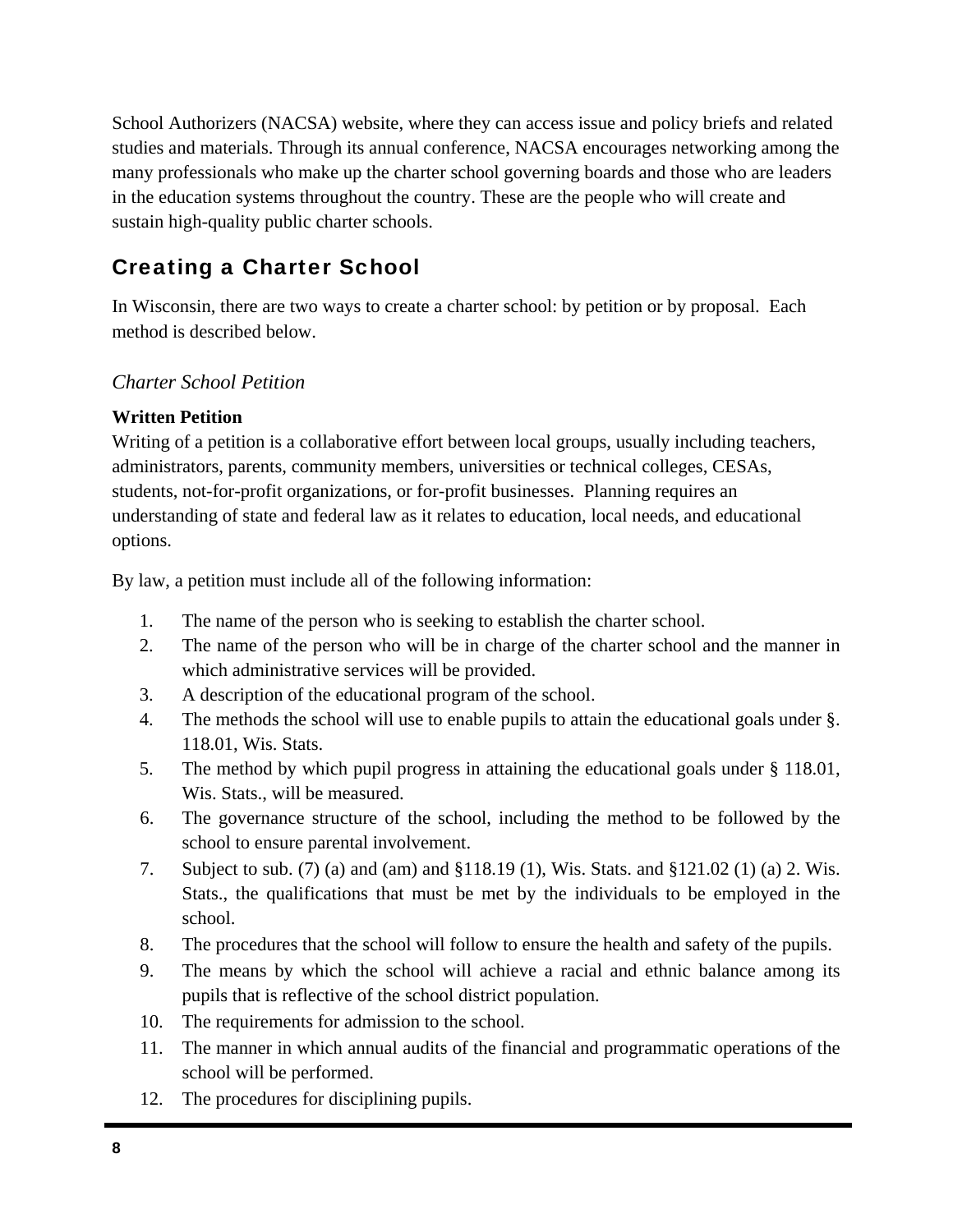School Authorizers (NACSA) website, where they can access issue and policy briefs and related studies and materials. Through its annual conference, NACSA encourages networking among the many professionals who make up the charter school governing boards and those who are leaders in the education systems throughout the country. These are the people who will create and sustain high-quality public charter schools.

## Creating a Charter School

In Wisconsin, there are two ways to create a charter school: by petition or by proposal. Each method is described below.

### *Charter School Petition*

**Written Petition**
Writing of a petition is a collaborative effort between local groups, usually including teachers, administrators, parents, community members, universities or technical colleges, CESAs, students, not-for-profit organizations, or for-profit businesses. Planning requires an understanding of state and federal law as it relates to education, local needs, and educational options.

By law, a petition must include all of the following information:

1. The name of the person who is seeking to establish the charter school.
2. The name of the person who will be in charge of the charter school and the manner in which administrative services will be provided.
3. A description of the educational program of the school.
4. The methods the school will use to enable pupils to attain the educational goals under §. 118.01, Wis. Stats.
5. The method by which pupil progress in attaining the educational goals under § 118.01, Wis. Stats., will be measured.
6. The governance structure of the school, including the method to be followed by the school to ensure parental involvement.
7. Subject to sub. (7) (a) and (am) and §118.19 (1), Wis. Stats. and §121.02 (1) (a) 2. Wis. Stats., the qualifications that must be met by the individuals to be employed in the school.
8. The procedures that the school will follow to ensure the health and safety of the pupils.
9. The means by which the school will achieve a racial and ethnic balance among its pupils that is reflective of the school district population.
10. The requirements for admission to the school.
11. The manner in which annual audits of the financial and programmatic operations of the school will be performed.
12. The procedures for disciplining pupils.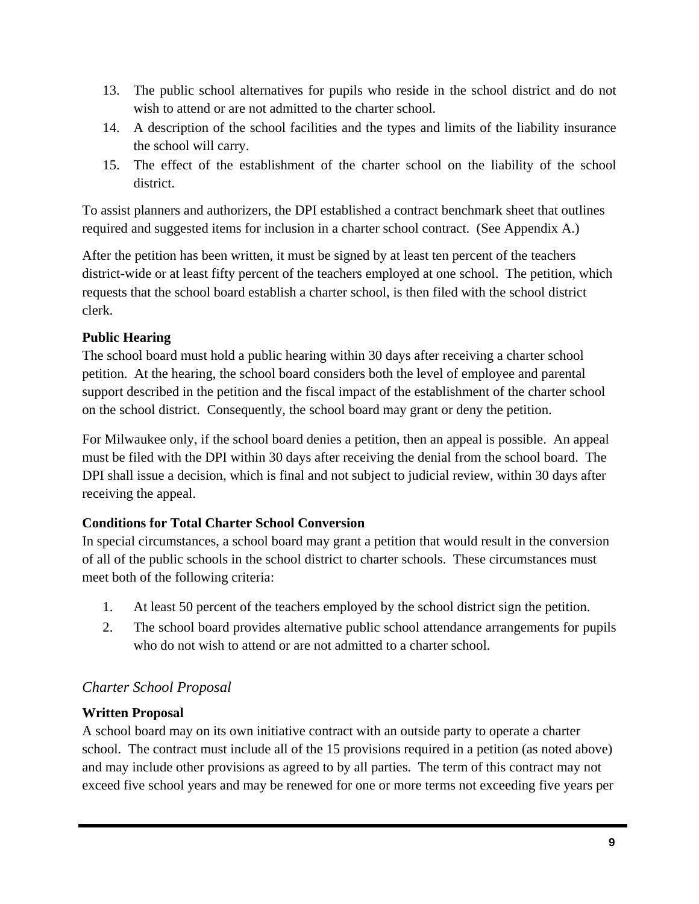13. The public school alternatives for pupils who reside in the school district and do not wish to attend or are not admitted to the charter school.
14. A description of the school facilities and the types and limits of the liability insurance the school will carry.
15. The effect of the establishment of the charter school on the liability of the school district.

To assist planners and authorizers, the DPI established a contract benchmark sheet that outlines required and suggested items for inclusion in a charter school contract. (See Appendix A.)

After the petition has been written, it must be signed by at least ten percent of the teachers district-wide or at least fifty percent of the teachers employed at one school. The petition, which requests that the school board establish a charter school, is then filed with the school district clerk.

**Public Hearing**

The school board must hold a public hearing within 30 days after receiving a charter school petition. At the hearing, the school board considers both the level of employee and parental support described in the petition and the fiscal impact of the establishment of the charter school on the school district. Consequently, the school board may grant or deny the petition.

For Milwaukee only, if the school board denies a petition, then an appeal is possible. An appeal must be filed with the DPI within 30 days after receiving the denial from the school board. The DPI shall issue a decision, which is final and not subject to judicial review, within 30 days after receiving the appeal.

**Conditions for Total Charter School Conversion**

In special circumstances, a school board may grant a petition that would result in the conversion of all of the public schools in the school district to charter schools. These circumstances must meet both of the following criteria:

1. At least 50 percent of the teachers employed by the school district sign the petition.
2. The school board provides alternative public school attendance arrangements for pupils who do not wish to attend or are not admitted to a charter school.

### *Charter School Proposal*

**Written Proposal**

A school board may on its own initiative contract with an outside party to operate a charter school. The contract must include all of the 15 provisions required in a petition (as noted above) and may include other provisions as agreed to by all parties. The term of this contract may not exceed five school years and may be renewed for one or more terms not exceeding five years per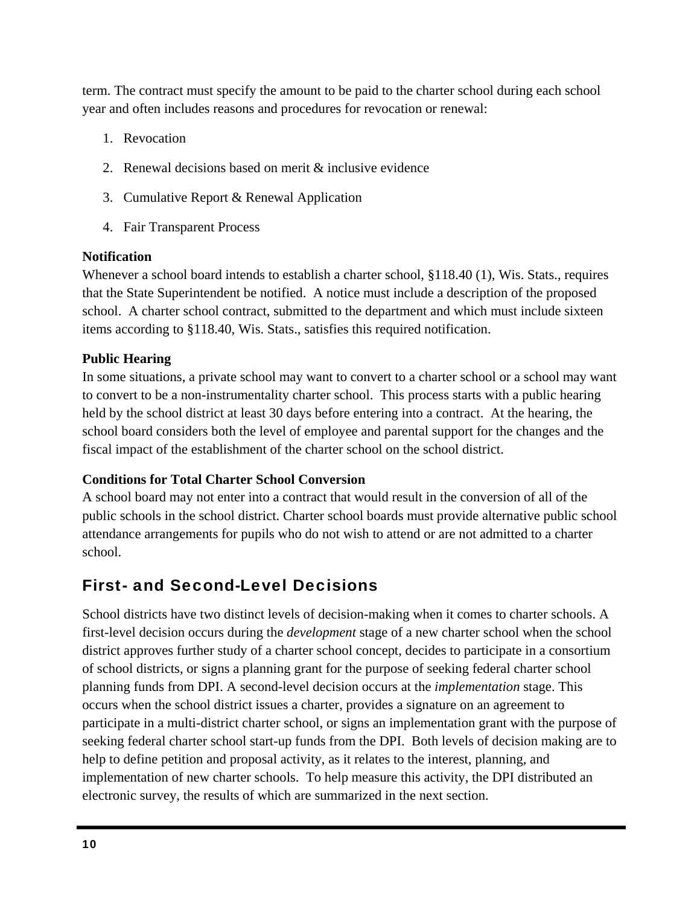term. The contract must specify the amount to be paid to the charter school during each school year and often includes reasons and procedures for revocation or renewal:

1. Revocation
2. Renewal decisions based on merit & inclusive evidence
3. Cumulative Report & Renewal Application
4. Fair Transparent Process

**Notification**
Whenever a school board intends to establish a charter school, §118.40 (1), Wis. Stats., requires that the State Superintendent be notified. A notice must include a description of the proposed school. A charter school contract, submitted to the department and which must include sixteen items according to §118.40, Wis. Stats., satisfies this required notification.

**Public Hearing**
In some situations, a private school may want to convert to a charter school or a school may want to convert to be a non-instrumentality charter school. This process starts with a public hearing held by the school district at least 30 days before entering into a contract. At the hearing, the school board considers both the level of employee and parental support for the changes and the fiscal impact of the establishment of the charter school on the school district.

**Conditions for Total Charter School Conversion**
A school board may not enter into a contract that would result in the conversion of all of the public schools in the school district. Charter school boards must provide alternative public school attendance arrangements for pupils who do not wish to attend or are not admitted to a charter school.

## First- and Second-Level Decisions

School districts have two distinct levels of decision-making when it comes to charter schools. A first-level decision occurs during the *development* stage of a new charter school when the school district approves further study of a charter school concept, decides to participate in a consortium of school districts, or signs a planning grant for the purpose of seeking federal charter school planning funds from DPI. A second-level decision occurs at the *implementation* stage. This occurs when the school district issues a charter, provides a signature on an agreement to participate in a multi-district charter school, or signs an implementation grant with the purpose of seeking federal charter school start-up funds from the DPI. Both levels of decision making are to help to define petition and proposal activity, as it relates to the interest, planning, and implementation of new charter schools. To help measure this activity, the DPI distributed an electronic survey, the results of which are summarized in the next section.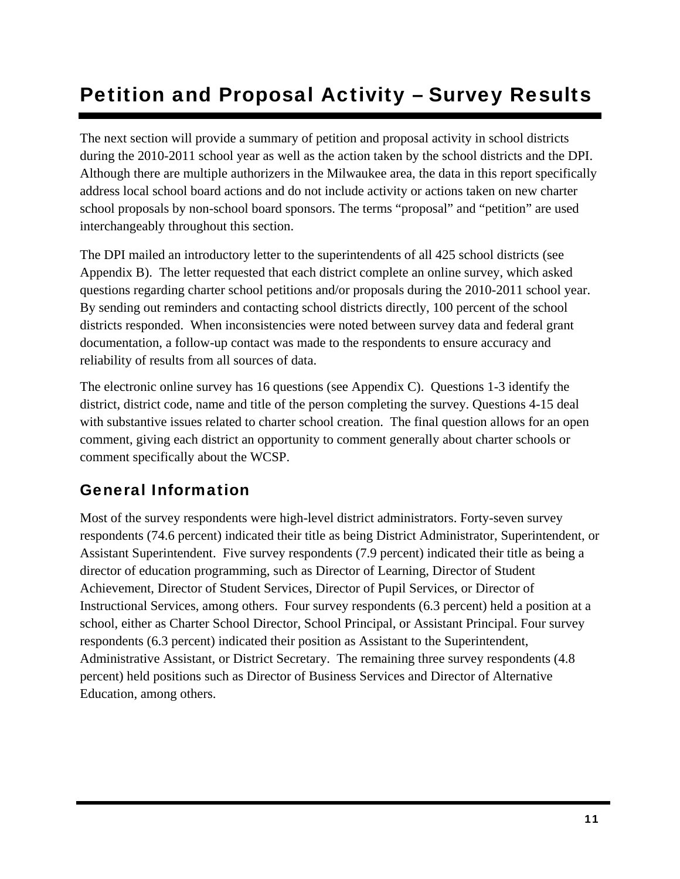# Petition and Proposal Activity – Survey Results

The next section will provide a summary of petition and proposal activity in school districts during the 2010-2011 school year as well as the action taken by the school districts and the DPI. Although there are multiple authorizers in the Milwaukee area, the data in this report specifically address local school board actions and do not include activity or actions taken on new charter school proposals by non-school board sponsors. The terms "proposal" and "petition" are used interchangeably throughout this section.

The DPI mailed an introductory letter to the superintendents of all 425 school districts (see Appendix B). The letter requested that each district complete an online survey, which asked questions regarding charter school petitions and/or proposals during the 2010-2011 school year. By sending out reminders and contacting school districts directly, 100 percent of the school districts responded. When inconsistencies were noted between survey data and federal grant documentation, a follow-up contact was made to the respondents to ensure accuracy and reliability of results from all sources of data.

The electronic online survey has 16 questions (see Appendix C). Questions 1-3 identify the district, district code, name and title of the person completing the survey. Questions 4-15 deal with substantive issues related to charter school creation. The final question allows for an open comment, giving each district an opportunity to comment generally about charter schools or comment specifically about the WCSP.

## General Information

Most of the survey respondents were high-level district administrators. Forty-seven survey respondents (74.6 percent) indicated their title as being District Administrator, Superintendent, or Assistant Superintendent. Five survey respondents (7.9 percent) indicated their title as being a director of education programming, such as Director of Learning, Director of Student Achievement, Director of Student Services, Director of Pupil Services, or Director of Instructional Services, among others. Four survey respondents (6.3 percent) held a position at a school, either as Charter School Director, School Principal, or Assistant Principal. Four survey respondents (6.3 percent) indicated their position as Assistant to the Superintendent, Administrative Assistant, or District Secretary. The remaining three survey respondents (4.8 percent) held positions such as Director of Business Services and Director of Alternative Education, among others.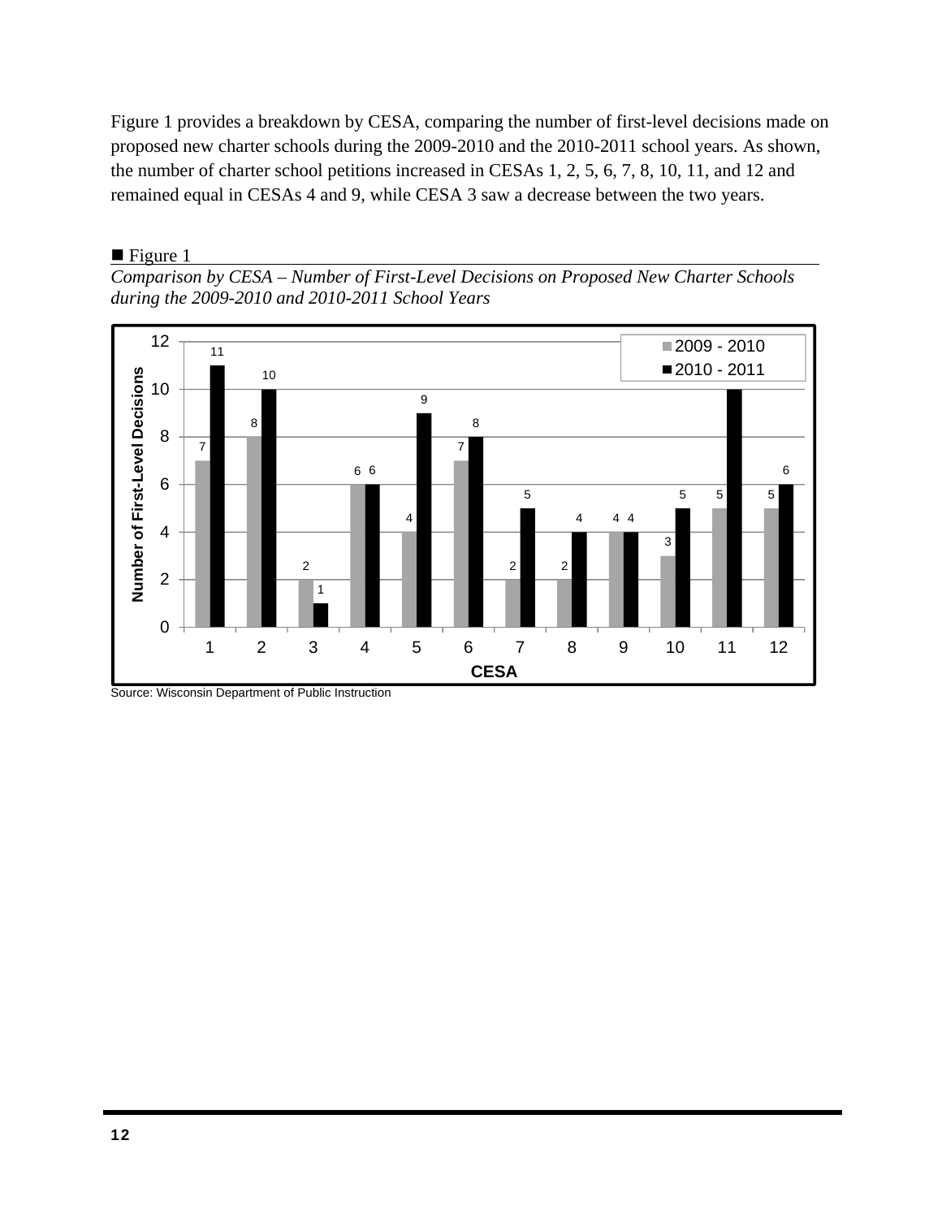Figure 1 provides a breakdown by CESA, comparing the number of first-level decisions made on proposed new charter schools during the 2009-2010 and the 2010-2011 school years. As shown, the number of charter school petitions increased in CESAs 1, 2, 5, 6, 7, 8, 10, 11, and 12 and remained equal in CESAs 4 and 9, while CESA 3 saw a decrease between the two years.

■ Figure 1

*Comparison by CESA – Number of First-Level Decisions on Proposed New Charter Schools during the 2009-2010 and 2010-2011 School Years*

| CESA | 2009 - 2010 | 2010 - 2011 |
|---|---|---|
| 1 | 7 | 11 |
| 2 | 8 | 10 |
| 3 | 2 | 1 |
| 4 | 6 | 6 |
| 5 | 4 | 9 |
| 6 | 7 | 8 |
| 7 | 2 | 5 |
| 8 | 2 | 4 |
| 9 | 4 | 4 |
| 10 | 3 | 5 |
| 11 | 5 | 10 |
| 12 | 5 | 6 |

Source: Wisconsin Department of Public Instruction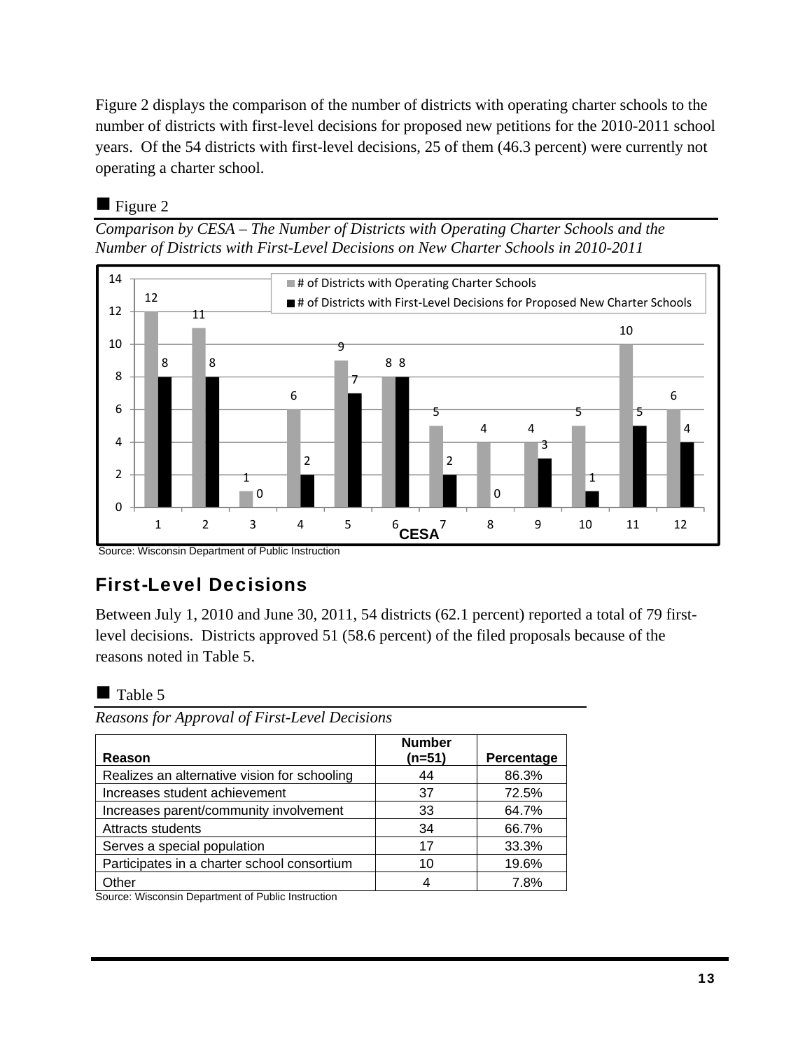Figure 2 displays the comparison of the number of districts with operating charter schools to the number of districts with first-level decisions for proposed new petitions for the 2010-2011 school years. Of the 54 districts with first-level decisions, 25 of them (46.3 percent) were currently not operating a charter school.

■ Figure 2

*Comparison by CESA – The Number of Districts with Operating Charter Schools and the Number of Districts with First-Level Decisions on New Charter Schools in 2010-2011*

| CESA | # of Districts with Operating Charter Schools | # of Districts with First-Level Decisions for Proposed New Charter Schools |
|---|---|---|
| 1 | 12 | 8 |
| 2 | 11 | 8 |
| 3 | 1 | 0 |
| 4 | 6 | 2 |
| 5 | 9 | 7 |
| 6 | 8 | 8 |
| 7 | 5 | 2 |
| 8 | 4 | 0 |
| 9 | 4 | 3 |
| 10 | 5 | 1 |
| 11 | 10 | 5 |
| 12 | 6 | 4 |

Source: Wisconsin Department of Public Instruction

## First-Level Decisions

Between July 1, 2010 and June 30, 2011, 54 districts (62.1 percent) reported a total of 79 first-level decisions. Districts approved 51 (58.6 percent) of the filed proposals because of the reasons noted in Table 5.

■ Table 5

*Reasons for Approval of First-Level Decisions*

| Reason | Number (n=51) | Percentage |
|---|---|---|
| Realizes an alternative vision for schooling | 44 | 86.3% |
| Increases student achievement | 37 | 72.5% |
| Increases parent/community involvement | 33 | 64.7% |
| Attracts students | 34 | 66.7% |
| Serves a special population | 17 | 33.3% |
| Participates in a charter school consortium | 10 | 19.6% |
| Other | 4 | 7.8% |

Source: Wisconsin Department of Public Instruction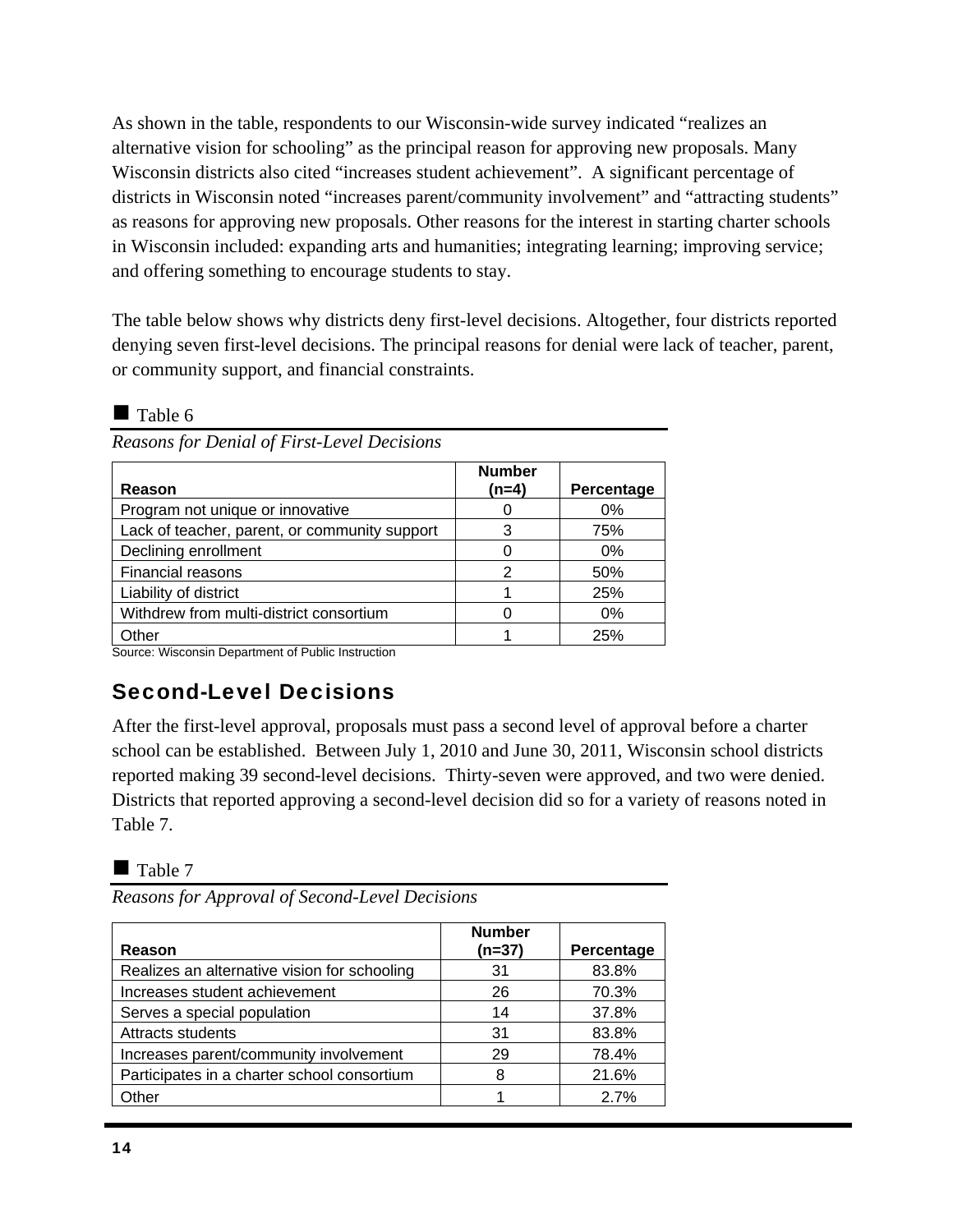As shown in the table, respondents to our Wisconsin-wide survey indicated “realizes an alternative vision for schooling” as the principal reason for approving new proposals. Many Wisconsin districts also cited “increases student achievement”. A significant percentage of districts in Wisconsin noted “increases parent/community involvement” and “attracting students” as reasons for approving new proposals. Other reasons for the interest in starting charter schools in Wisconsin included: expanding arts and humanities; integrating learning; improving service; and offering something to encourage students to stay.

The table below shows why districts deny first-level decisions. Altogether, four districts reported denying seven first-level decisions. The principal reasons for denial were lack of teacher, parent, or community support, and financial constraints.

■ Table 6

*Reasons for Denial of First-Level Decisions*

| Reason | Number (n=4) | Percentage |
|---|---|---|
| Program not unique or innovative | 0 | 0% |
| Lack of teacher, parent, or community support | 3 | 75% |
| Declining enrollment | 0 | 0% |
| Financial reasons | 2 | 50% |
| Liability of district | 1 | 25% |
| Withdrew from multi-district consortium | 0 | 0% |
| Other | 1 | 25% |

Source: Wisconsin Department of Public Instruction

## Second-Level Decisions

After the first-level approval, proposals must pass a second level of approval before a charter school can be established. Between July 1, 2010 and June 30, 2011, Wisconsin school districts reported making 39 second-level decisions. Thirty-seven were approved, and two were denied. Districts that reported approving a second-level decision did so for a variety of reasons noted in Table 7.

■ Table 7

*Reasons for Approval of Second-Level Decisions*

| Reason | Number (n=37) | Percentage |
|---|---|---|
| Realizes an alternative vision for schooling | 31 | 83.8% |
| Increases student achievement | 26 | 70.3% |
| Serves a special population | 14 | 37.8% |
| Attracts students | 31 | 83.8% |
| Increases parent/community involvement | 29 | 78.4% |
| Participates in a charter school consortium | 8 | 21.6% |
| Other | 1 | 2.7% |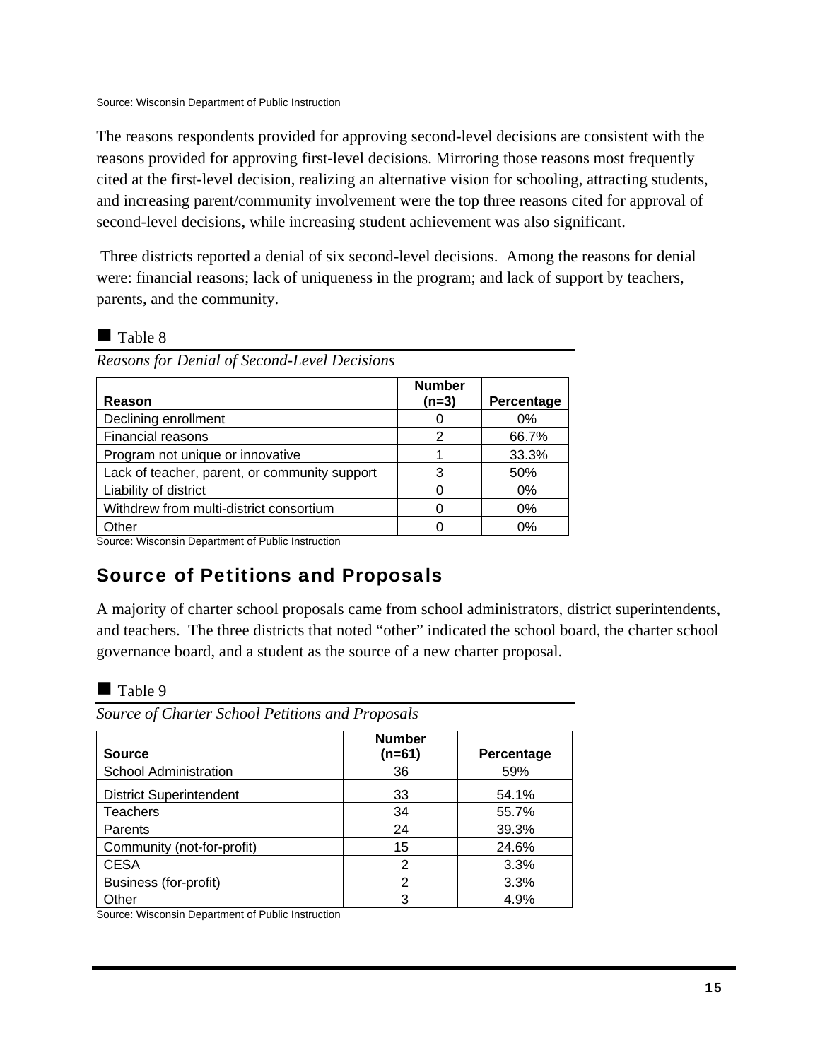Source: Wisconsin Department of Public Instruction

The reasons respondents provided for approving second-level decisions are consistent with the reasons provided for approving first-level decisions. Mirroring those reasons most frequently cited at the first-level decision, realizing an alternative vision for schooling, attracting students, and increasing parent/community involvement were the top three reasons cited for approval of second-level decisions, while increasing student achievement was also significant.

Three districts reported a denial of six second-level decisions. Among the reasons for denial were: financial reasons; lack of uniqueness in the program; and lack of support by teachers, parents, and the community.

■ Table 8

*Reasons for Denial of Second-Level Decisions*

| Reason | Number (n=3) | Percentage |
|---|---|---|
| Declining enrollment | 0 | 0% |
| Financial reasons | 2 | 66.7% |
| Program not unique or innovative | 1 | 33.3% |
| Lack of teacher, parent, or community support | 3 | 50% |
| Liability of district | 0 | 0% |
| Withdrew from multi-district consortium | 0 | 0% |
| Other | 0 | 0% |

Source: Wisconsin Department of Public Instruction

## Source of Petitions and Proposals

A majority of charter school proposals came from school administrators, district superintendents, and teachers. The three districts that noted "other" indicated the school board, the charter school governance board, and a student as the source of a new charter proposal.

■ Table 9

*Source of Charter School Petitions and Proposals*

| Source | Number (n=61) | Percentage |
|---|---|---|
| School Administration | 36 | 59% |
| District Superintendent | 33 | 54.1% |
| Teachers | 34 | 55.7% |
| Parents | 24 | 39.3% |
| Community (not-for-profit) | 15 | 24.6% |
| CESA | 2 | 3.3% |
| Business (for-profit) | 2 | 3.3% |
| Other | 3 | 4.9% |

Source: Wisconsin Department of Public Instruction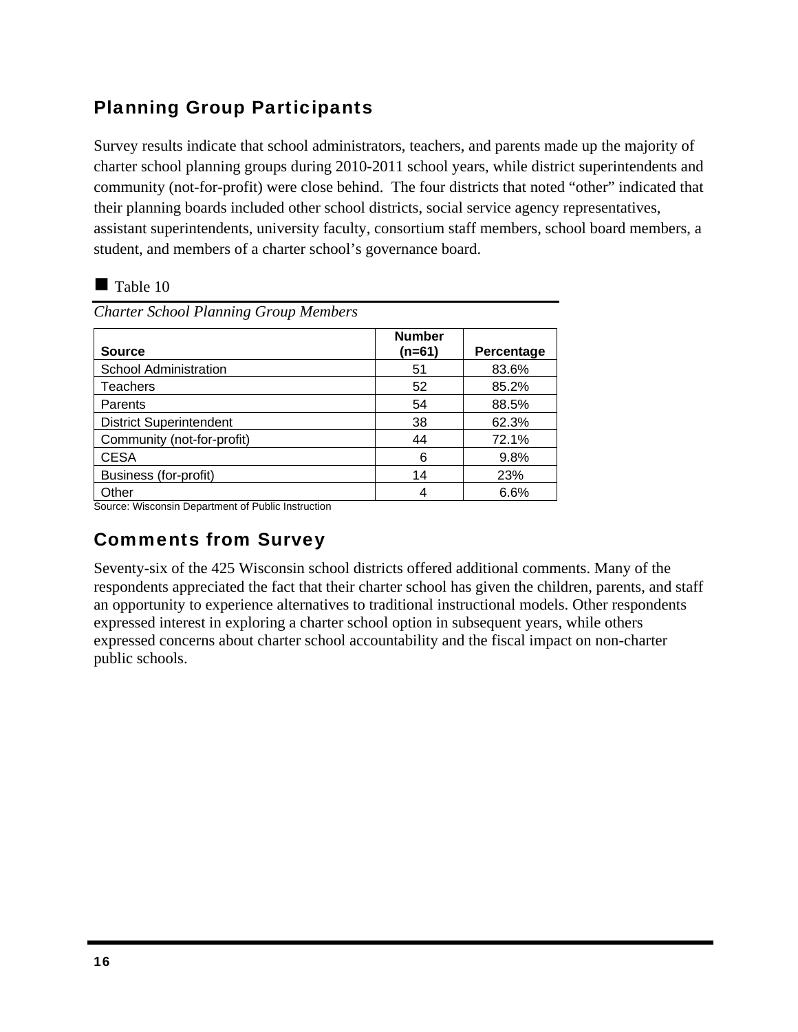## Planning Group Participants

Survey results indicate that school administrators, teachers, and parents made up the majority of charter school planning groups during 2010-2011 school years, while district superintendents and community (not-for-profit) were close behind. The four districts that noted "other" indicated that their planning boards included other school districts, social service agency representatives, assistant superintendents, university faculty, consortium staff members, school board members, a student, and members of a charter school's governance board.

■ Table 10

*Charter School Planning Group Members*

| Source | Number (n=61) | Percentage |
|---|---|---|
| School Administration | 51 | 83.6% |
| Teachers | 52 | 85.2% |
| Parents | 54 | 88.5% |
| District Superintendent | 38 | 62.3% |
| Community (not-for-profit) | 44 | 72.1% |
| CESA | 6 | 9.8% |
| Business (for-profit) | 14 | 23% |
| Other | 4 | 6.6% |

Source: Wisconsin Department of Public Instruction

## Comments from Survey

Seventy-six of the 425 Wisconsin school districts offered additional comments. Many of the respondents appreciated the fact that their charter school has given the children, parents, and staff an opportunity to experience alternatives to traditional instructional models. Other respondents expressed interest in exploring a charter school option in subsequent years, while others expressed concerns about charter school accountability and the fiscal impact on non-charter public schools.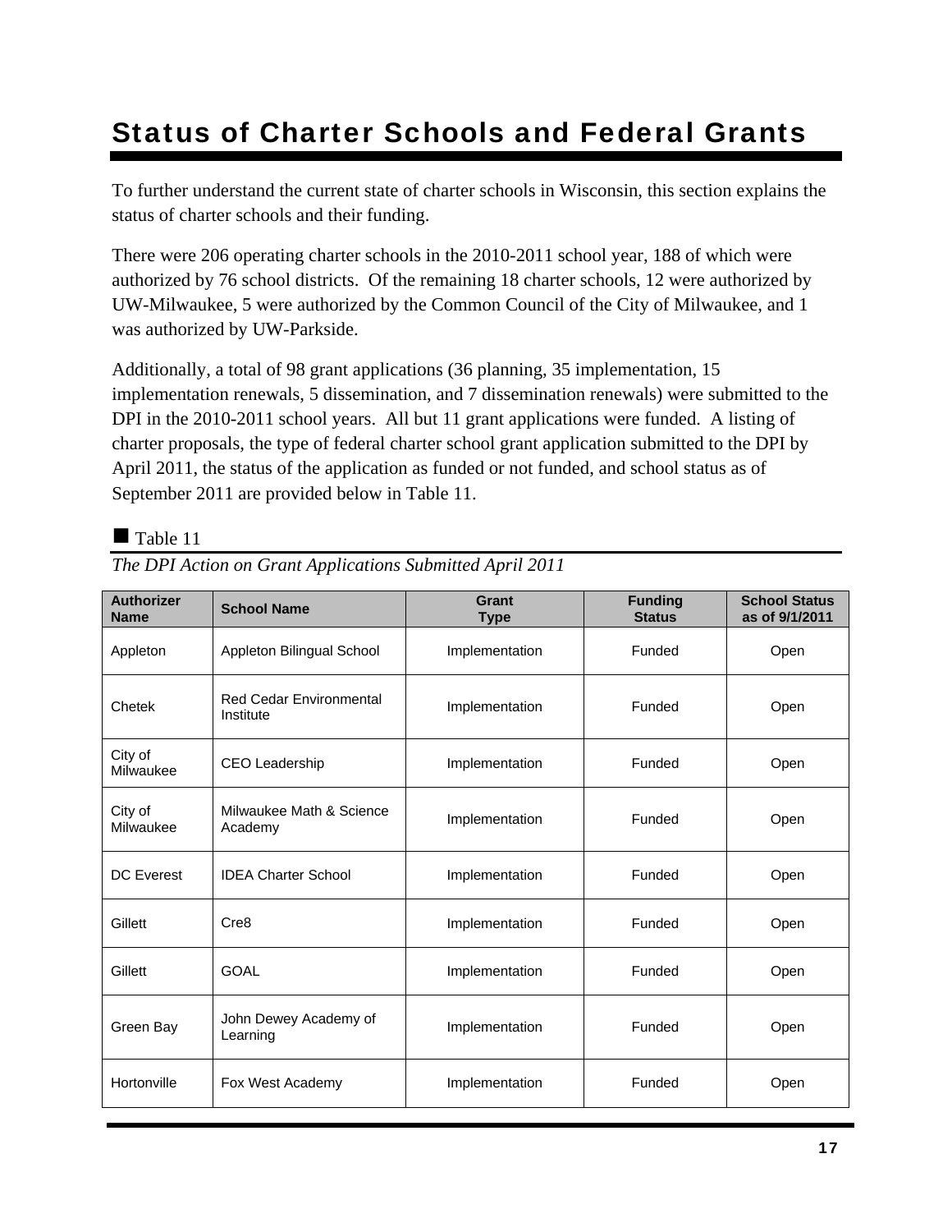# Status of Charter Schools and Federal Grants

To further understand the current state of charter schools in Wisconsin, this section explains the status of charter schools and their funding.

There were 206 operating charter schools in the 2010-2011 school year, 188 of which were authorized by 76 school districts. Of the remaining 18 charter schools, 12 were authorized by UW-Milwaukee, 5 were authorized by the Common Council of the City of Milwaukee, and 1 was authorized by UW-Parkside.

Additionally, a total of 98 grant applications (36 planning, 35 implementation, 15 implementation renewals, 5 dissemination, and 7 dissemination renewals) were submitted to the DPI in the 2010-2011 school years. All but 11 grant applications were funded. A listing of charter proposals, the type of federal charter school grant application submitted to the DPI by April 2011, the status of the application as funded or not funded, and school status as of September 2011 are provided below in Table 11.

■ Table 11

*The DPI Action on Grant Applications Submitted April 2011*

| Authorizer Name | School Name | Grant Type | Funding Status | School Status as of 9/1/2011 |
|---|---|---|---|---|
| Appleton | Appleton Bilingual School | Implementation | Funded | Open |
| Chetek | Red Cedar Environmental Institute | Implementation | Funded | Open |
| City of Milwaukee | CEO Leadership | Implementation | Funded | Open |
| City of Milwaukee | Milwaukee Math & Science Academy | Implementation | Funded | Open |
| DC Everest | IDEA Charter School | Implementation | Funded | Open |
| Gillett | Cre8 | Implementation | Funded | Open |
| Gillett | GOAL | Implementation | Funded | Open |
| Green Bay | John Dewey Academy of Learning | Implementation | Funded | Open |
| Hortonville | Fox West Academy | Implementation | Funded | Open |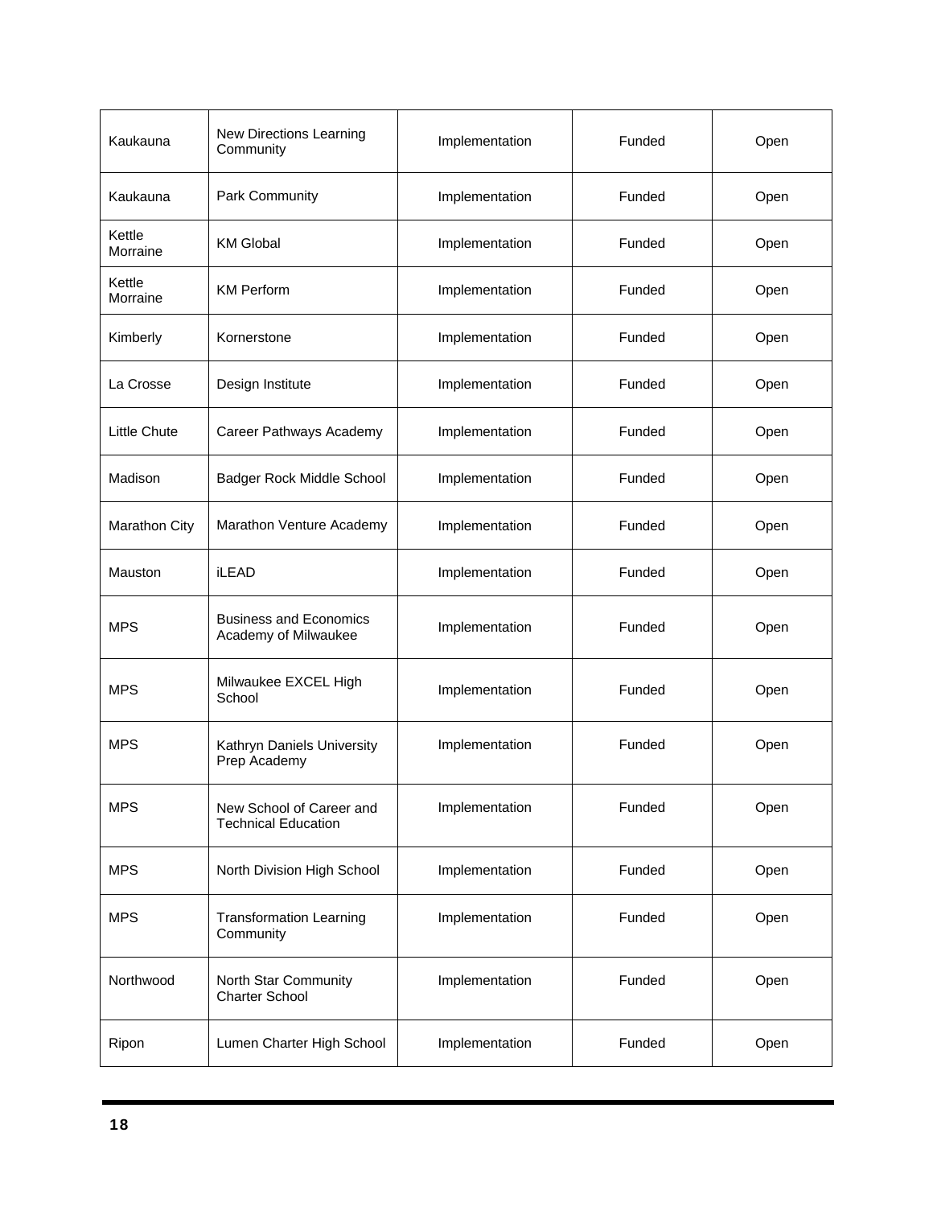| | | | | |
|---|---|---|---|---|
| Kaukauna | New Directions Learning Community | Implementation | Funded | Open |
| Kaukauna | Park Community | Implementation | Funded | Open |
| Kettle Morraine | KM Global | Implementation | Funded | Open |
| Kettle Morraine | KM Perform | Implementation | Funded | Open |
| Kimberly | Kornerstone | Implementation | Funded | Open |
| La Crosse | Design Institute | Implementation | Funded | Open |
| Little Chute | Career Pathways Academy | Implementation | Funded | Open |
| Madison | Badger Rock Middle School | Implementation | Funded | Open |
| Marathon City | Marathon Venture Academy | Implementation | Funded | Open |
| Mauston | iLEAD | Implementation | Funded | Open |
| MPS | Business and Economics Academy of Milwaukee | Implementation | Funded | Open |
| MPS | Milwaukee EXCEL High School | Implementation | Funded | Open |
| MPS | Kathryn Daniels University Prep Academy | Implementation | Funded | Open |
| MPS | New School of Career and Technical Education | Implementation | Funded | Open |
| MPS | North Division High School | Implementation | Funded | Open |
| MPS | Transformation Learning Community | Implementation | Funded | Open |
| Northwood | North Star Community Charter School | Implementation | Funded | Open |
| Ripon | Lumen Charter High School | Implementation | Funded | Open |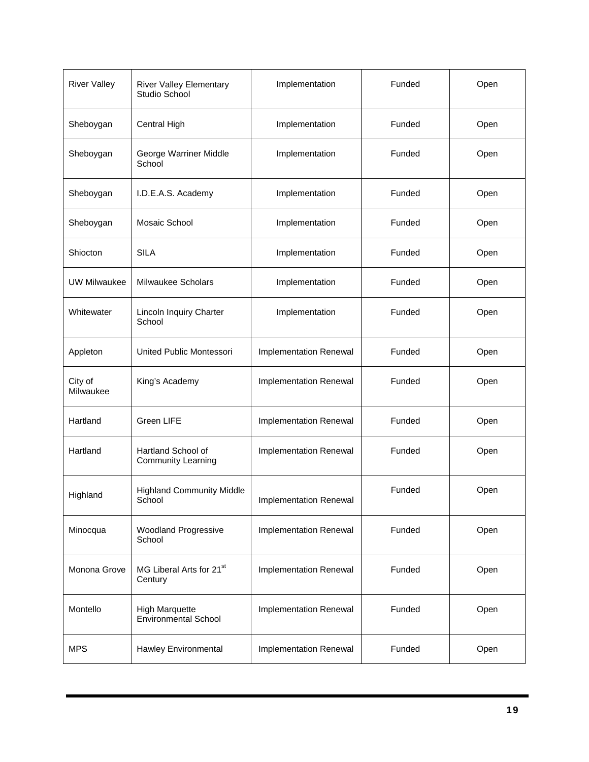| River Valley | River Valley Elementary Studio School | Implementation | Funded | Open |
|---|---|---|---|---|
| Sheboygan | Central High | Implementation | Funded | Open |
| Sheboygan | George Warriner Middle School | Implementation | Funded | Open |
| Sheboygan | I.D.E.A.S. Academy | Implementation | Funded | Open |
| Sheboygan | Mosaic School | Implementation | Funded | Open |
| Shiocton | SILA | Implementation | Funded | Open |
| UW Milwaukee | Milwaukee Scholars | Implementation | Funded | Open |
| Whitewater | Lincoln Inquiry Charter School | Implementation | Funded | Open |
| Appleton | United Public Montessori | Implementation Renewal | Funded | Open |
| City of Milwaukee | King's Academy | Implementation Renewal | Funded | Open |
| Hartland | Green LIFE | Implementation Renewal | Funded | Open |
| Hartland | Hartland School of Community Learning | Implementation Renewal | Funded | Open |
| Highland | Highland Community Middle School | Implementation Renewal | Funded | Open |
| Minocqua | Woodland Progressive School | Implementation Renewal | Funded | Open |
| Monona Grove | MG Liberal Arts for 21st Century | Implementation Renewal | Funded | Open |
| Montello | High Marquette Environmental School | Implementation Renewal | Funded | Open |
| MPS | Hawley Environmental | Implementation Renewal | Funded | Open |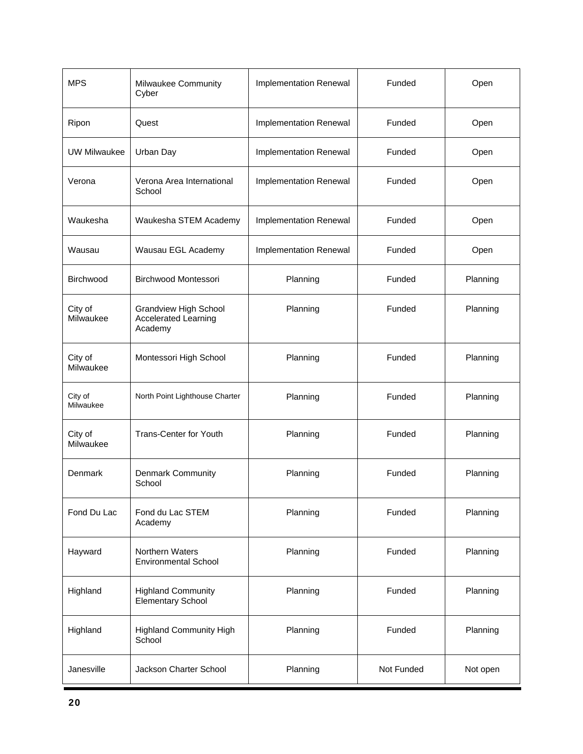| MPS | Milwaukee Community Cyber | Implementation Renewal | Funded | Open |
|---|---|---|---|---|
| Ripon | Quest | Implementation Renewal | Funded | Open |
| UW Milwaukee | Urban Day | Implementation Renewal | Funded | Open |
| Verona | Verona Area International School | Implementation Renewal | Funded | Open |
| Waukesha | Waukesha STEM Academy | Implementation Renewal | Funded | Open |
| Wausau | Wausau EGL Academy | Implementation Renewal | Funded | Open |
| Birchwood | Birchwood Montessori | Planning | Funded | Planning |
| City of Milwaukee | Grandview High School Accelerated Learning Academy | Planning | Funded | Planning |
| City of Milwaukee | Montessori High School | Planning | Funded | Planning |
| City of Milwaukee | North Point Lighthouse Charter | Planning | Funded | Planning |
| City of Milwaukee | Trans-Center for Youth | Planning | Funded | Planning |
| Denmark | Denmark Community School | Planning | Funded | Planning |
| Fond Du Lac | Fond du Lac STEM Academy | Planning | Funded | Planning |
| Hayward | Northern Waters Environmental School | Planning | Funded | Planning |
| Highland | Highland Community Elementary School | Planning | Funded | Planning |
| Highland | Highland Community High School | Planning | Funded | Planning |
| Janesville | Jackson Charter School | Planning | Not Funded | Not open |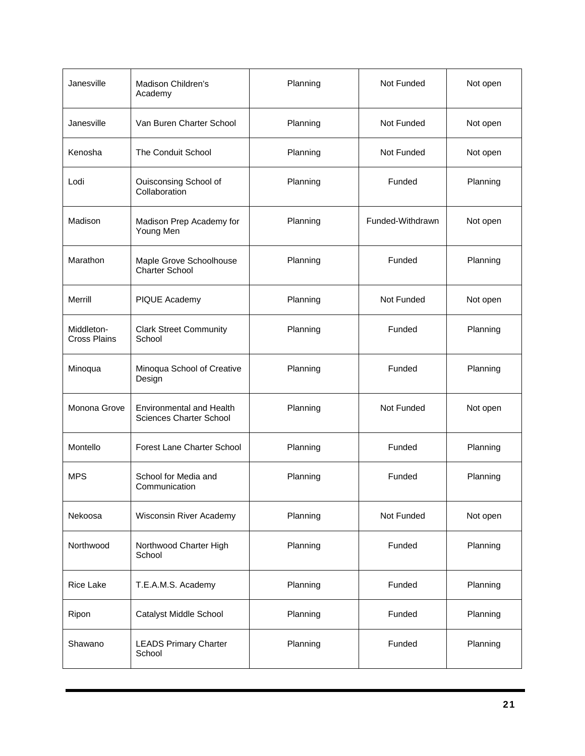| | | | | |
|---|---|---|---|---|
| Janesville | Madison Children's Academy | Planning | Not Funded | Not open |
| Janesville | Van Buren Charter School | Planning | Not Funded | Not open |
| Kenosha | The Conduit School | Planning | Not Funded | Not open |
| Lodi | Ouisconsing School of Collaboration | Planning | Funded | Planning |
| Madison | Madison Prep Academy for Young Men | Planning | Funded-Withdrawn | Not open |
| Marathon | Maple Grove Schoolhouse Charter School | Planning | Funded | Planning |
| Merrill | PIQUE Academy | Planning | Not Funded | Not open |
| Middleton-Cross Plains | Clark Street Community School | Planning | Funded | Planning |
| Minoqua | Minoqua School of Creative Design | Planning | Funded | Planning |
| Monona Grove | Environmental and Health Sciences Charter School | Planning | Not Funded | Not open |
| Montello | Forest Lane Charter School | Planning | Funded | Planning |
| MPS | School for Media and Communication | Planning | Funded | Planning |
| Nekoosa | Wisconsin River Academy | Planning | Not Funded | Not open |
| Northwood | Northwood Charter High School | Planning | Funded | Planning |
| Rice Lake | T.E.A.M.S. Academy | Planning | Funded | Planning |
| Ripon | Catalyst Middle School | Planning | Funded | Planning |
| Shawano | LEADS Primary Charter School | Planning | Funded | Planning |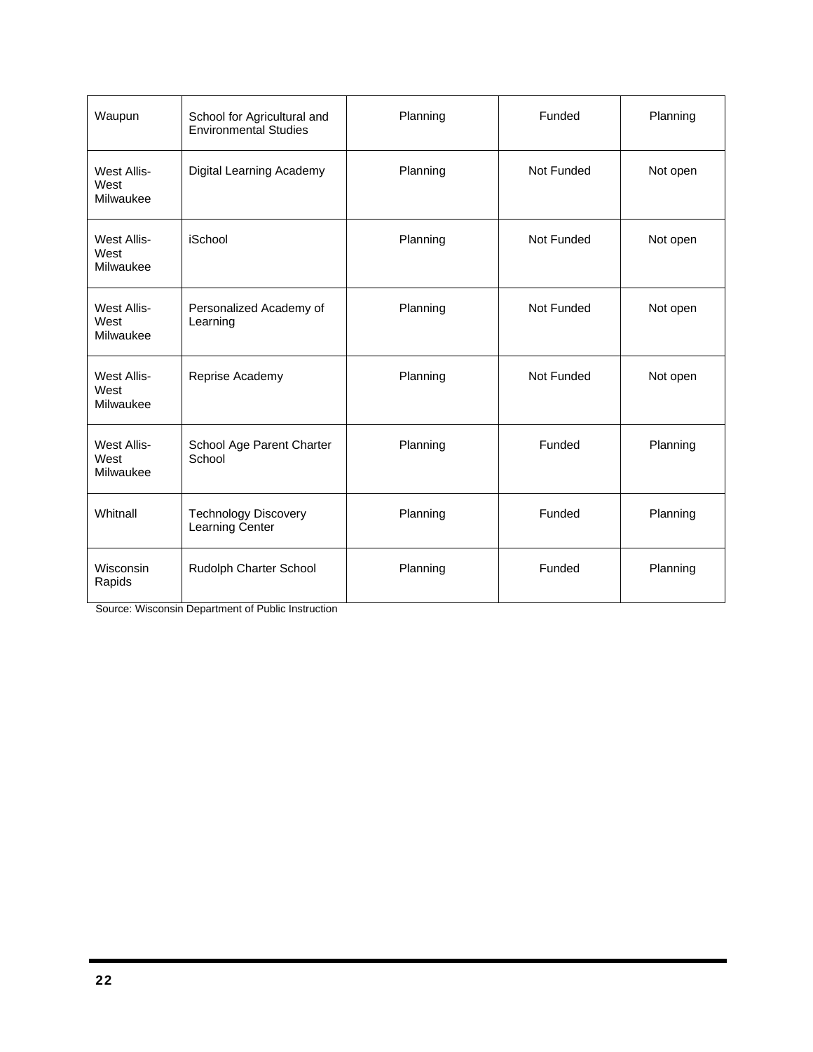| | | | | |
|---|---|---|---|---|
| Waupun | School for Agricultural and Environmental Studies | Planning | Funded | Planning |
| West Allis-West Milwaukee | Digital Learning Academy | Planning | Not Funded | Not open |
| West Allis-West Milwaukee | iSchool | Planning | Not Funded | Not open |
| West Allis-West Milwaukee | Personalized Academy of Learning | Planning | Not Funded | Not open |
| West Allis-West Milwaukee | Reprise Academy | Planning | Not Funded | Not open |
| West Allis-West Milwaukee | School Age Parent Charter School | Planning | Funded | Planning |
| Whitnall | Technology Discovery Learning Center | Planning | Funded | Planning |
| Wisconsin Rapids | Rudolph Charter School | Planning | Funded | Planning |

Source: Wisconsin Department of Public Instruction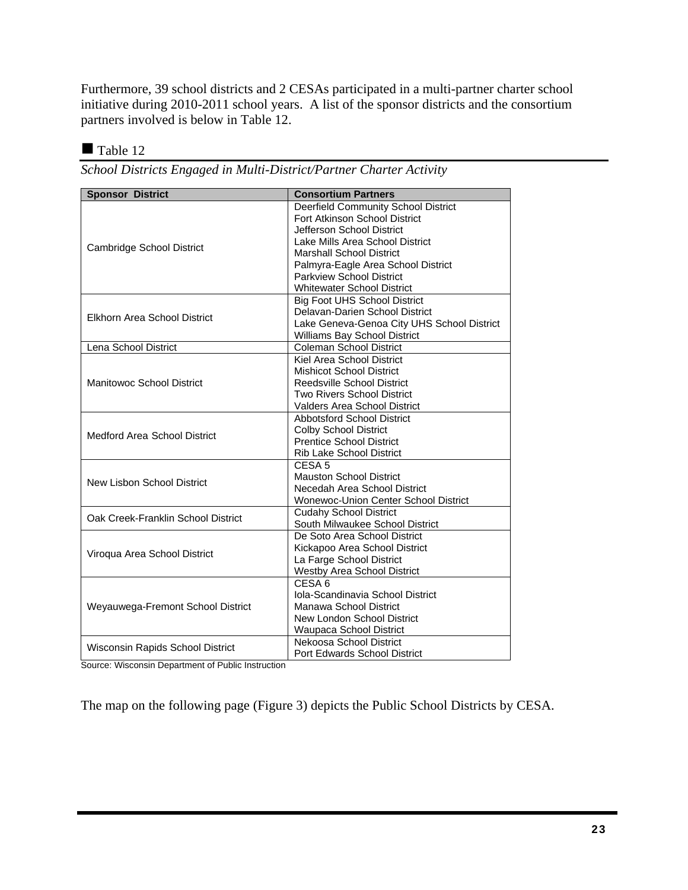Furthermore, 39 school districts and 2 CESAs participated in a multi-partner charter school initiative during 2010-2011 school years. A list of the sponsor districts and the consortium partners involved is below in Table 12.

■ Table 12

*School Districts Engaged in Multi-District/Partner Charter Activity*

| Sponsor District | Consortium Partners |
|---|---|
| Cambridge School District | Deerfield Community School District<br>Fort Atkinson School District<br>Jefferson School District<br>Lake Mills Area School District<br>Marshall School District<br>Palmyra-Eagle Area School District<br>Parkview School District<br>Whitewater School District |
| Elkhorn Area School District | Big Foot UHS School District<br>Delavan-Darien School District<br>Lake Geneva-Genoa City UHS School District<br>Williams Bay School District |
| Lena School District | Coleman School District |
| Manitowoc School District | Kiel Area School District<br>Mishicot School District<br>Reedsville School District<br>Two Rivers School District<br>Valders Area School District |
| Medford Area School District | Abbotsford School District<br>Colby School District<br>Prentice School District<br>Rib Lake School District |
| New Lisbon School District | CESA 5<br>Mauston School District<br>Necedah Area School District<br>Wonewoc-Union Center School District |
| Oak Creek-Franklin School District | Cudahy School District<br>South Milwaukee School District |
| Viroqua Area School District | De Soto Area School District<br>Kickapoo Area School District<br>La Farge School District<br>Westby Area School District |
| Weyauwega-Fremont School District | CESA 6<br>Iola-Scandinavia School District<br>Manawa School District<br>New London School District<br>Waupaca School District |
| Wisconsin Rapids School District | Nekoosa School District<br>Port Edwards School District |

Source: Wisconsin Department of Public Instruction

The map on the following page (Figure 3) depicts the Public School Districts by CESA.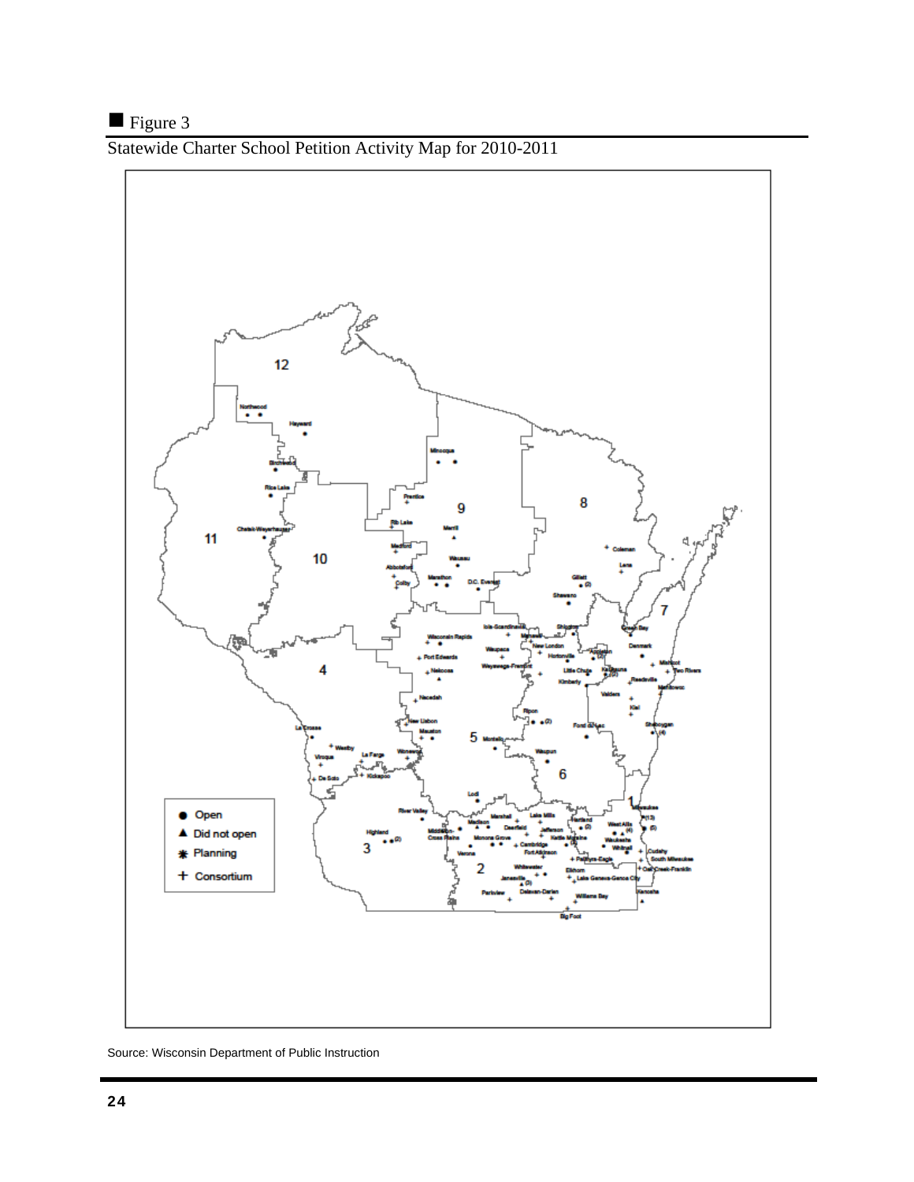■ Figure 3

Statewide Charter School Petition Activity Map for 2010-2011

Source: Wisconsin Department of Public Instruction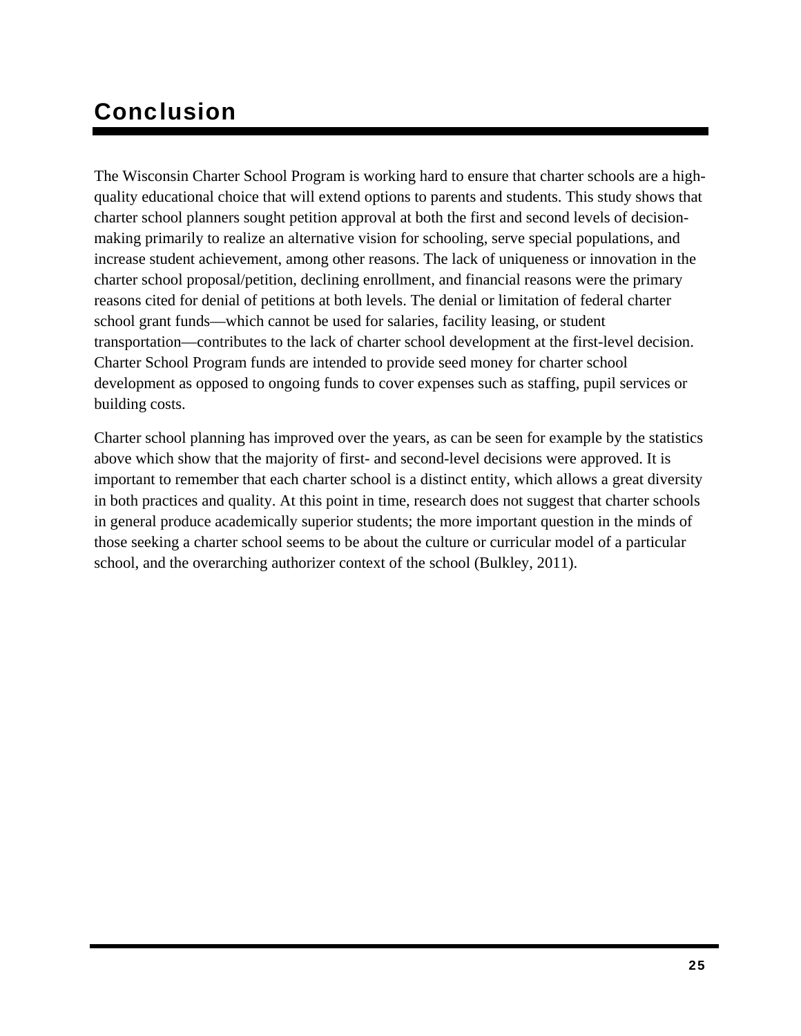# Conclusion

The Wisconsin Charter School Program is working hard to ensure that charter schools are a high-quality educational choice that will extend options to parents and students. This study shows that charter school planners sought petition approval at both the first and second levels of decision-making primarily to realize an alternative vision for schooling, serve special populations, and increase student achievement, among other reasons. The lack of uniqueness or innovation in the charter school proposal/petition, declining enrollment, and financial reasons were the primary reasons cited for denial of petitions at both levels. The denial or limitation of federal charter school grant funds—which cannot be used for salaries, facility leasing, or student transportation—contributes to the lack of charter school development at the first-level decision. Charter School Program funds are intended to provide seed money for charter school development as opposed to ongoing funds to cover expenses such as staffing, pupil services or building costs.

Charter school planning has improved over the years, as can be seen for example by the statistics above which show that the majority of first- and second-level decisions were approved. It is important to remember that each charter school is a distinct entity, which allows a great diversity in both practices and quality. At this point in time, research does not suggest that charter schools in general produce academically superior students; the more important question in the minds of those seeking a charter school seems to be about the culture or curricular model of a particular school, and the overarching authorizer context of the school (Bulkley, 2011).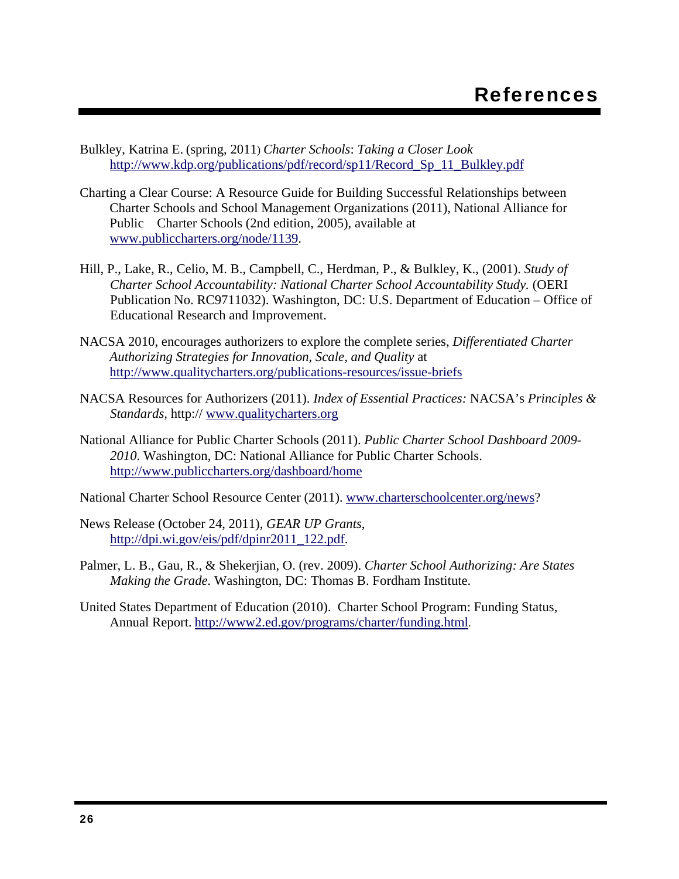# References

Bulkley, Katrina E. (spring, 2011) *Charter Schools*: *Taking a Closer Look* http://www.kdp.org/publications/pdf/record/sp11/Record_Sp_11_Bulkley.pdf

Charting a Clear Course: A Resource Guide for Building Successful Relationships between Charter Schools and School Management Organizations (2011), National Alliance for Public Charter Schools (2nd edition, 2005), available at www.publiccharters.org/node/1139.

Hill, P., Lake, R., Celio, M. B., Campbell, C., Herdman, P., & Bulkley, K., (2001). *Study of Charter School Accountability: National Charter School Accountability Study.* (OERI Publication No. RC9711032). Washington, DC: U.S. Department of Education – Office of Educational Research and Improvement.

NACSA 2010, encourages authorizers to explore the complete series, *Differentiated Charter Authorizing Strategies for Innovation, Scale, and Quality* at http://www.qualitycharters.org/publications-resources/issue-briefs

NACSA Resources for Authorizers (2011). *Index of Essential Practices:* NACSA's *Principles & Standards*, http:// www.qualitycharters.org

National Alliance for Public Charter Schools (2011). *Public Charter School Dashboard 2009-2010*. Washington, DC: National Alliance for Public Charter Schools. http://www.publiccharters.org/dashboard/home

National Charter School Resource Center (2011). www.charterschoolcenter.org/news?

News Release (October 24, 2011), *GEAR UP Grants*, http://dpi.wi.gov/eis/pdf/dpinr2011_122.pdf.

Palmer, L. B., Gau, R., & Shekerjian, O. (rev. 2009). *Charter School Authorizing: Are States Making the Grade.* Washington, DC: Thomas B. Fordham Institute.

United States Department of Education (2010). Charter School Program: Funding Status, Annual Report. http://www2.ed.gov/programs/charter/funding.html.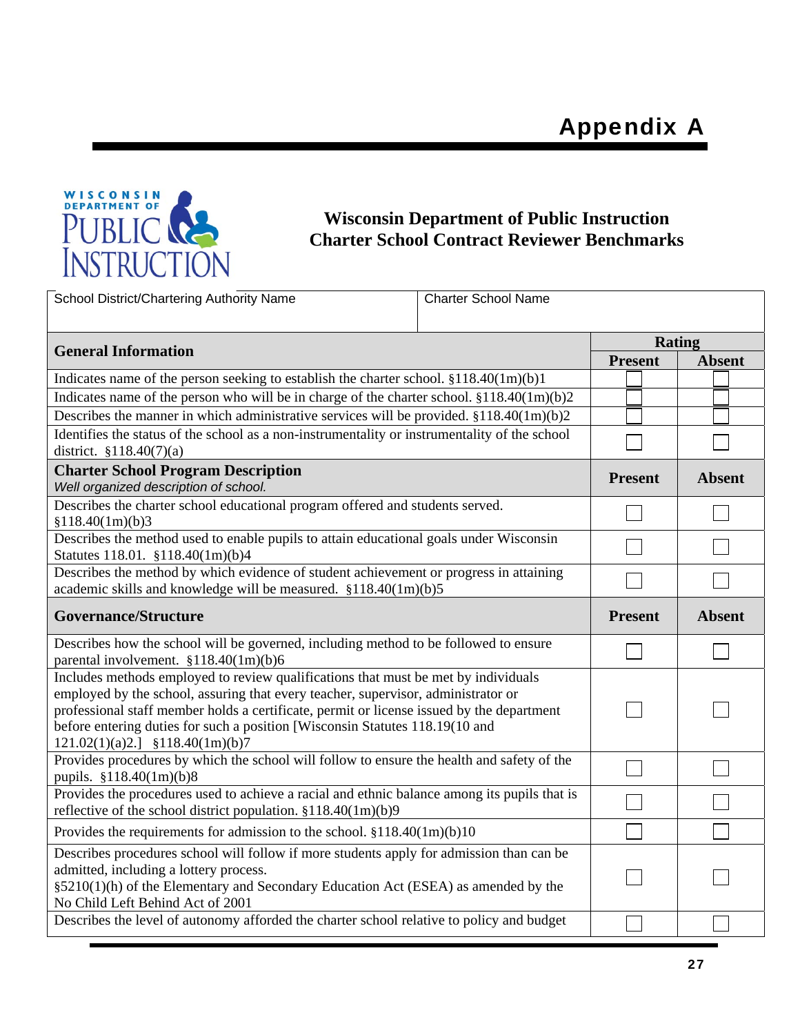# Appendix A

**Wisconsin Department of Public Instruction**
**Charter School Contract Reviewer Benchmarks**

| School District/Chartering Authority Name | Charter School Name |
|---|---|
| | |

| General Information | Rating | |
|---|---|---|
| | **Present** | **Absent** |
| Indicates name of the person seeking to establish the charter school. §118.40(1m)(b)1 | ☐ | ☐ |
| Indicates name of the person who will be in charge of the charter school. §118.40(1m)(b)2 | ☐ | ☐ |
| Describes the manner in which administrative services will be provided. §118.40(1m)(b)2 | ☐ | ☐ |
| Identifies the status of the school as a non-instrumentality or instrumentality of the school district. §118.40(7)(a) | ☐ | ☐ |
| **Charter School Program Description** *Well organized description of school.* | **Present** | **Absent** |
| Describes the charter school educational program offered and students served. §118.40(1m)(b)3 | ☐ | ☐ |
| Describes the method used to enable pupils to attain educational goals under Wisconsin Statutes 118.01. §118.40(1m)(b)4 | ☐ | ☐ |
| Describes the method by which evidence of student achievement or progress in attaining academic skills and knowledge will be measured. §118.40(1m)(b)5 | ☐ | ☐ |
| **Governance/Structure** | **Present** | **Absent** |
| Describes how the school will be governed, including method to be followed to ensure parental involvement. §118.40(1m)(b)6 | ☐ | ☐ |
| Includes methods employed to review qualifications that must be met by individuals employed by the school, assuring that every teacher, supervisor, administrator or professional staff member holds a certificate, permit or license issued by the department before entering duties for such a position [Wisconsin Statutes 118.19(10 and 121.02(1)(a)2.] §118.40(1m)(b)7 | ☐ | ☐ |
| Provides procedures by which the school will follow to ensure the health and safety of the pupils. §118.40(1m)(b)8 | ☐ | ☐ |
| Provides the procedures used to achieve a racial and ethnic balance among its pupils that is reflective of the school district population. §118.40(1m)(b)9 | ☐ | ☐ |
| Provides the requirements for admission to the school. §118.40(1m)(b)10 | ☐ | ☐ |
| Describes procedures school will follow if more students apply for admission than can be admitted, including a lottery process. §5210(1)(h) of the Elementary and Secondary Education Act (ESEA) as amended by the No Child Left Behind Act of 2001 | ☐ | ☐ |
| Describes the level of autonomy afforded the charter school relative to policy and budget | ☐ | ☐ |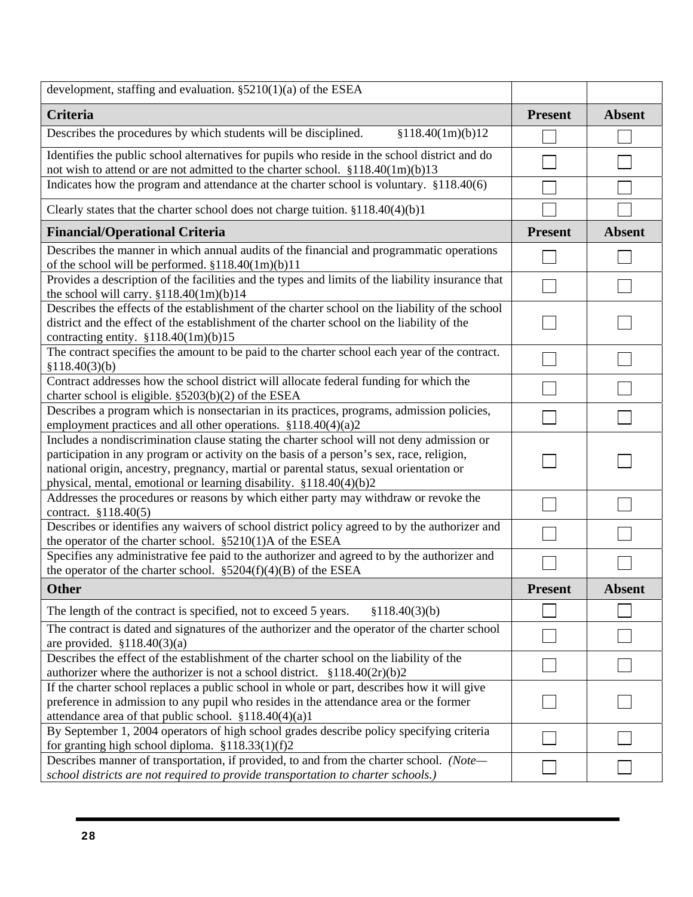| development, staffing and evaluation. §5210(1)(a) of the ESEA | | |
|---|---|---|
| **Criteria** | **Present** | **Absent** |
| Describes the procedures by which students will be disciplined. §118.40(1m)(b)12 | ☐ | ☐ |
| Identifies the public school alternatives for pupils who reside in the school district and do not wish to attend or are not admitted to the charter school. §118.40(1m)(b)13 | ☐ | ☐ |
| Indicates how the program and attendance at the charter school is voluntary. §118.40(6) | ☐ | ☐ |
| Clearly states that the charter school does not charge tuition. §118.40(4)(b)1 | ☐ | ☐ |
| **Financial/Operational Criteria** | **Present** | **Absent** |
| Describes the manner in which annual audits of the financial and programmatic operations of the school will be performed. §118.40(1m)(b)11 | ☐ | ☐ |
| Provides a description of the facilities and the types and limits of the liability insurance that the school will carry. §118.40(1m)(b)14 | ☐ | ☐ |
| Describes the effects of the establishment of the charter school on the liability of the school district and the effect of the establishment of the charter school on the liability of the contracting entity. §118.40(1m)(b)15 | ☐ | ☐ |
| The contract specifies the amount to be paid to the charter school each year of the contract. §118.40(3)(b) | ☐ | ☐ |
| Contract addresses how the school district will allocate federal funding for which the charter school is eligible. §5203(b)(2) of the ESEA | ☐ | ☐ |
| Describes a program which is nonsectarian in its practices, programs, admission policies, employment practices and all other operations. §118.40(4)(a)2 | ☐ | ☐ |
| Includes a nondiscrimination clause stating the charter school will not deny admission or participation in any program or activity on the basis of a person's sex, race, religion, national origin, ancestry, pregnancy, martial or parental status, sexual orientation or physical, mental, emotional or learning disability. §118.40(4)(b)2 | ☐ | ☐ |
| Addresses the procedures or reasons by which either party may withdraw or revoke the contract. §118.40(5) | ☐ | ☐ |
| Describes or identifies any waivers of school district policy agreed to by the authorizer and the operator of the charter school. §5210(1)A of the ESEA | ☐ | ☐ |
| Specifies any administrative fee paid to the authorizer and agreed to by the authorizer and the operator of the charter school. §5204(f)(4)(B) of the ESEA | ☐ | ☐ |
| **Other** | **Present** | **Absent** |
| The length of the contract is specified, not to exceed 5 years. §118.40(3)(b) | ☐ | ☐ |
| The contract is dated and signatures of the authorizer and the operator of the charter school are provided. §118.40(3)(a) | ☐ | ☐ |
| Describes the effect of the establishment of the charter school on the liability of the authorizer where the authorizer is not a school district. §118.40(2r)(b)2 | ☐ | ☐ |
| If the charter school replaces a public school in whole or part, describes how it will give preference in admission to any pupil who resides in the attendance area or the former attendance area of that public school. §118.40(4)(a)1 | ☐ | ☐ |
| By September 1, 2004 operators of high school grades describe policy specifying criteria for granting high school diploma. §118.33(1)(f)2 | ☐ | ☐ |
| Describes manner of transportation, if provided, to and from the charter school. *(Note—school districts are not required to provide transportation to charter schools.)* | ☐ | ☐ |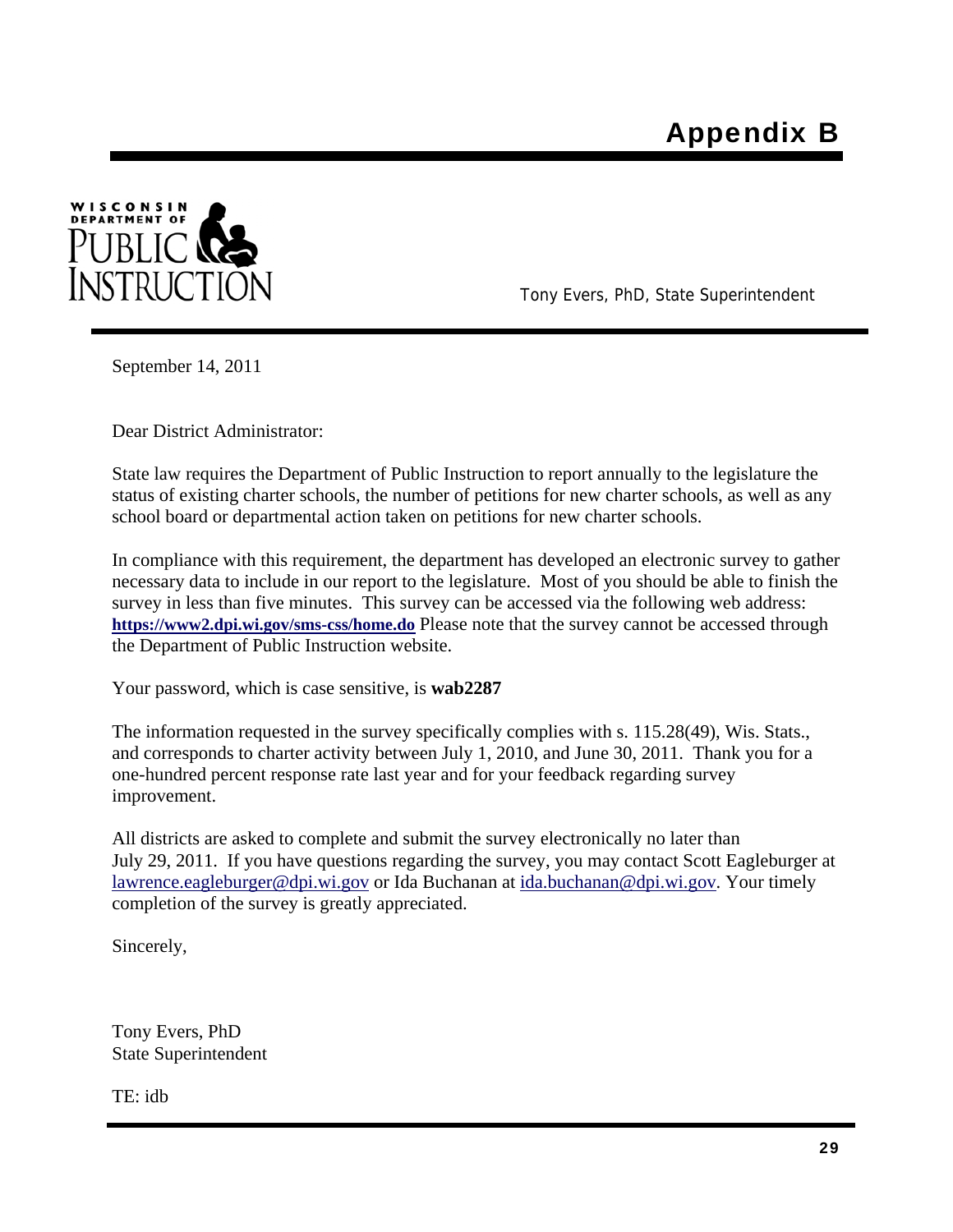# Appendix B

WISCONSIN DEPARTMENT OF PUBLIC INSTRUCTION

Tony Evers, PhD, State Superintendent

September 14, 2011

Dear District Administrator:

State law requires the Department of Public Instruction to report annually to the legislature the status of existing charter schools, the number of petitions for new charter schools, as well as any school board or departmental action taken on petitions for new charter schools.

In compliance with this requirement, the department has developed an electronic survey to gather necessary data to include in our report to the legislature. Most of you should be able to finish the survey in less than five minutes. This survey can be accessed via the following web address: **https://www2.dpi.wi.gov/sms-css/home.do** Please note that the survey cannot be accessed through the Department of Public Instruction website.

Your password, which is case sensitive, is **wab2287**

The information requested in the survey specifically complies with s. 115.28(49), Wis. Stats., and corresponds to charter activity between July 1, 2010, and June 30, 2011. Thank you for a one-hundred percent response rate last year and for your feedback regarding survey improvement.

All districts are asked to complete and submit the survey electronically no later than July 29, 2011. If you have questions regarding the survey, you may contact Scott Eagleburger at lawrence.eagleburger@dpi.wi.gov or Ida Buchanan at ida.buchanan@dpi.wi.gov. Your timely completion of the survey is greatly appreciated.

Sincerely,

Tony Evers, PhD  
State Superintendent

TE: idb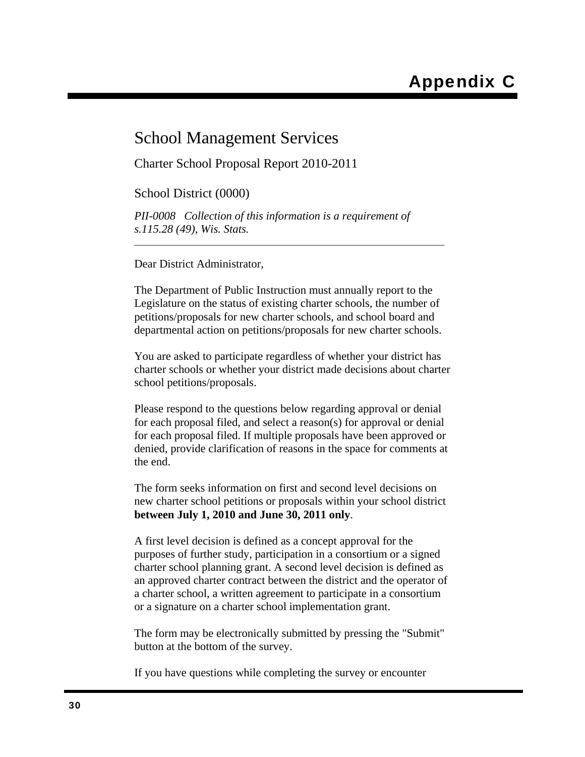# Appendix C

## School Management Services

Charter School Proposal Report 2010-2011

School District (0000)

*PII-0008 Collection of this information is a requirement of s.115.28 (49), Wis. Stats.*

---

Dear District Administrator,

The Department of Public Instruction must annually report to the Legislature on the status of existing charter schools, the number of petitions/proposals for new charter schools, and school board and departmental action on petitions/proposals for new charter schools.

You are asked to participate regardless of whether your district has charter schools or whether your district made decisions about charter school petitions/proposals.

Please respond to the questions below regarding approval or denial for each proposal filed, and select a reason(s) for approval or denial for each proposal filed. If multiple proposals have been approved or denied, provide clarification of reasons in the space for comments at the end.

The form seeks information on first and second level decisions on new charter school petitions or proposals within your school district **between July 1, 2010 and June 30, 2011 only**.

A first level decision is defined as a concept approval for the purposes of further study, participation in a consortium or a signed charter school planning grant. A second level decision is defined as an approved charter contract between the district and the operator of a charter school, a written agreement to participate in a consortium or a signature on a charter school implementation grant.

The form may be electronically submitted by pressing the "Submit" button at the bottom of the survey.

If you have questions while completing the survey or encounter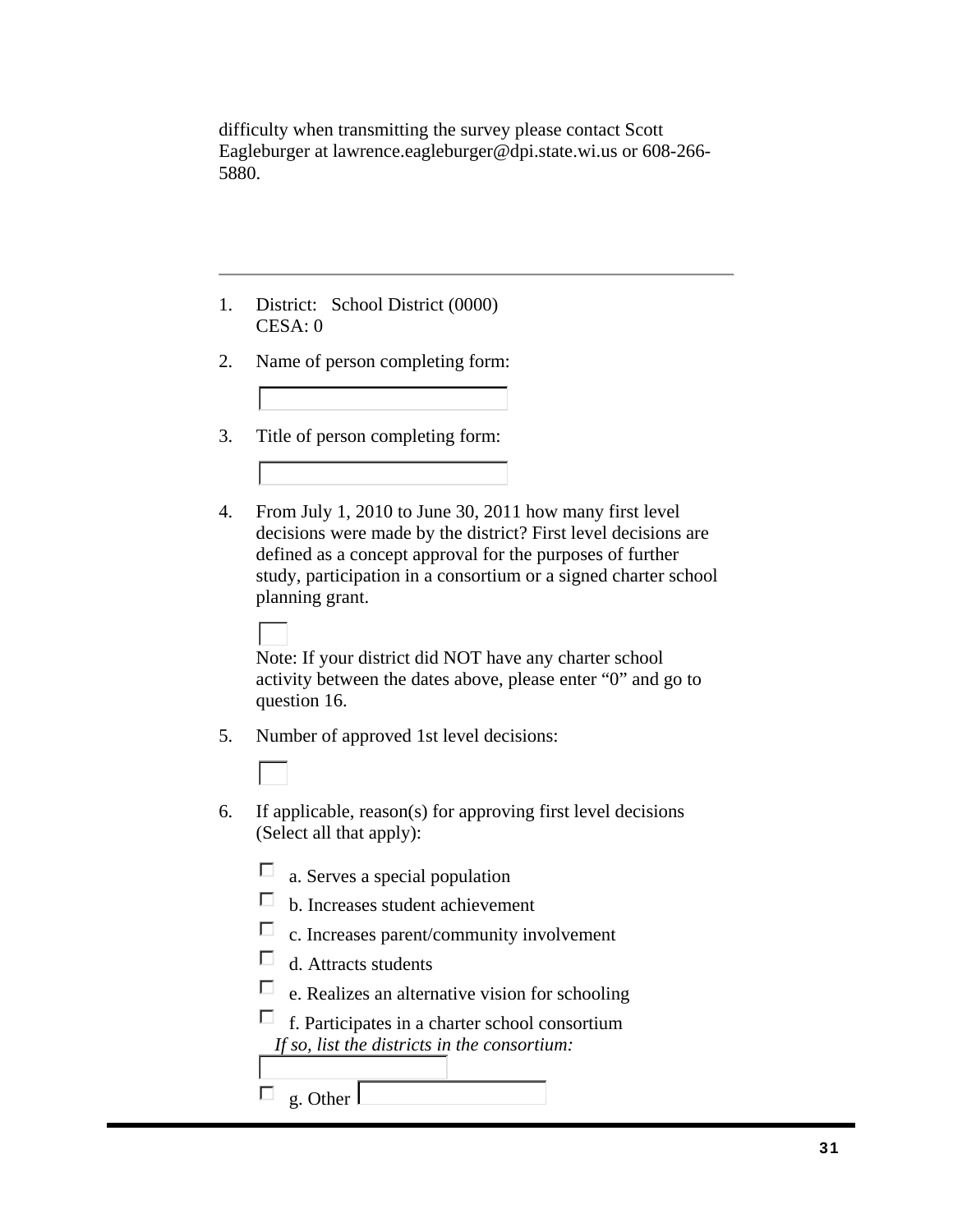difficulty when transmitting the survey please contact Scott Eagleburger at lawrence.eagleburger@dpi.state.wi.us or 608-266-5880.

---

1. District: School District (0000)
   CESA: 0

2. Name of person completing form:

   [ ]

3. Title of person completing form:

   [ ]

4. From July 1, 2010 to June 30, 2011 how many first level decisions were made by the district? First level decisions are defined as a concept approval for the purposes of further study, participation in a consortium or a signed charter school planning grant.

   [ ]

   Note: If your district did NOT have any charter school activity between the dates above, please enter "0" and go to question 16.

5. Number of approved 1st level decisions:

   [ ]

6. If applicable, reason(s) for approving first level decisions (Select all that apply):

   - [ ] a. Serves a special population
   - [ ] b. Increases student achievement
   - [ ] c. Increases parent/community involvement
   - [ ] d. Attracts students
   - [ ] e. Realizes an alternative vision for schooling
   - [ ] f. Participates in a charter school consortium

     *If so, list the districts in the consortium:*

     [ ]
   - [ ] g. Other [ ]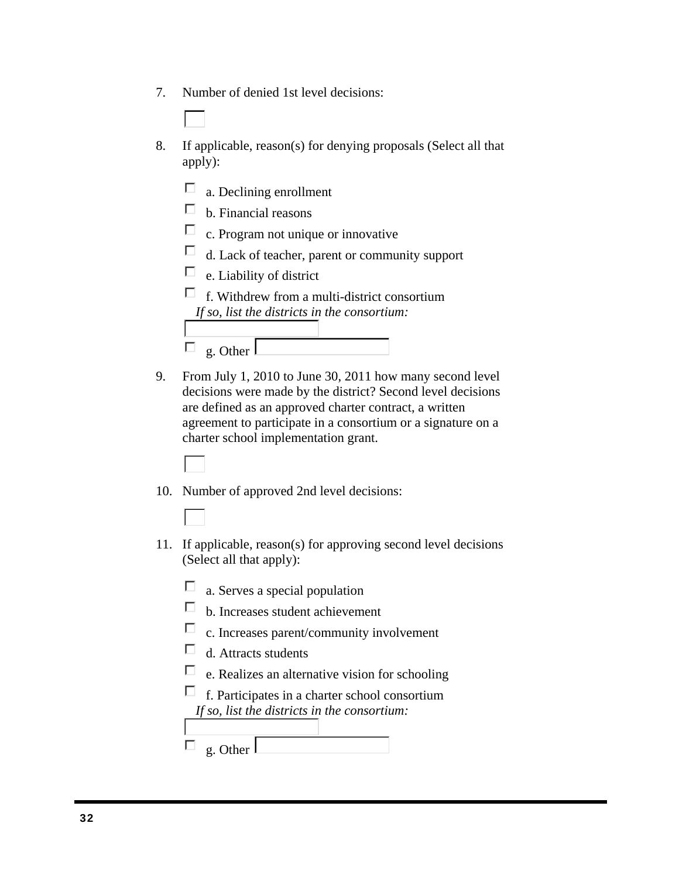7. Number of denied 1st level decisions:

   [ ]

8. If applicable, reason(s) for denying proposals (Select all that apply):

   - [ ] a. Declining enrollment
   - [ ] b. Financial reasons
   - [ ] c. Program not unique or innovative
   - [ ] d. Lack of teacher, parent or community support
   - [ ] e. Liability of district
   - [ ] f. Withdrew from a multi-district consortium
     *If so, list the districts in the consortium:*
     [ ]
   - [ ] g. Other [ ]

9. From July 1, 2010 to June 30, 2011 how many second level decisions were made by the district? Second level decisions are defined as an approved charter contract, a written agreement to participate in a consortium or a signature on a charter school implementation grant.

   [ ]

10. Number of approved 2nd level decisions:

    [ ]

11. If applicable, reason(s) for approving second level decisions (Select all that apply):

    - [ ] a. Serves a special population
    - [ ] b. Increases student achievement
    - [ ] c. Increases parent/community involvement
    - [ ] d. Attracts students
    - [ ] e. Realizes an alternative vision for schooling
    - [ ] f. Participates in a charter school consortium
      *If so, list the districts in the consortium:*
      [ ]
    - [ ] g. Other [ ]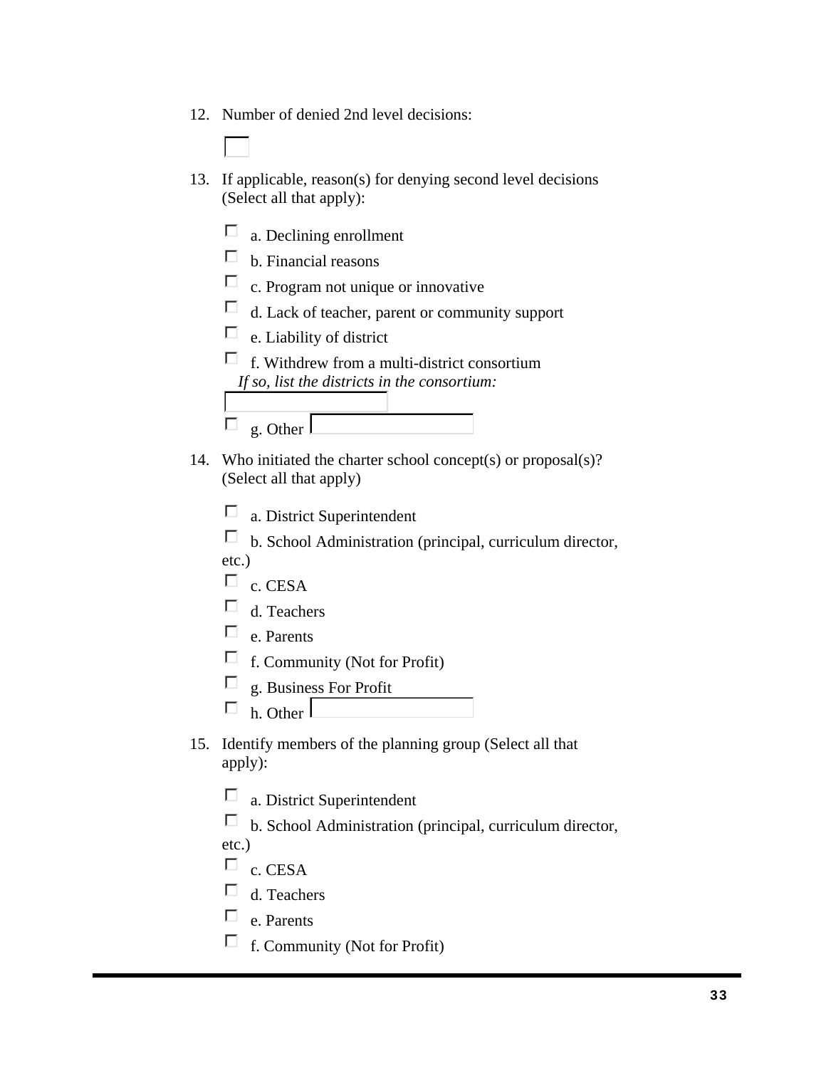12. Number of denied 2nd level decisions:

    ☐

13. If applicable, reason(s) for denying second level decisions (Select all that apply):

    - ☐ a. Declining enrollment
    - ☐ b. Financial reasons
    - ☐ c. Program not unique or innovative
    - ☐ d. Lack of teacher, parent or community support
    - ☐ e. Liability of district
    - ☐ f. Withdrew from a multi-district consortium

      *If so, list the districts in the consortium:* ________
    - ☐ g. Other ________

14. Who initiated the charter school concept(s) or proposal(s)? (Select all that apply)

    - ☐ a. District Superintendent
    - ☐ b. School Administration (principal, curriculum director, etc.)
    - ☐ c. CESA
    - ☐ d. Teachers
    - ☐ e. Parents
    - ☐ f. Community (Not for Profit)
    - ☐ g. Business For Profit
    - ☐ h. Other ________

15. Identify members of the planning group (Select all that apply):

    - ☐ a. District Superintendent
    - ☐ b. School Administration (principal, curriculum director, etc.)
    - ☐ c. CESA
    - ☐ d. Teachers
    - ☐ e. Parents
    - ☐ f. Community (Not for Profit)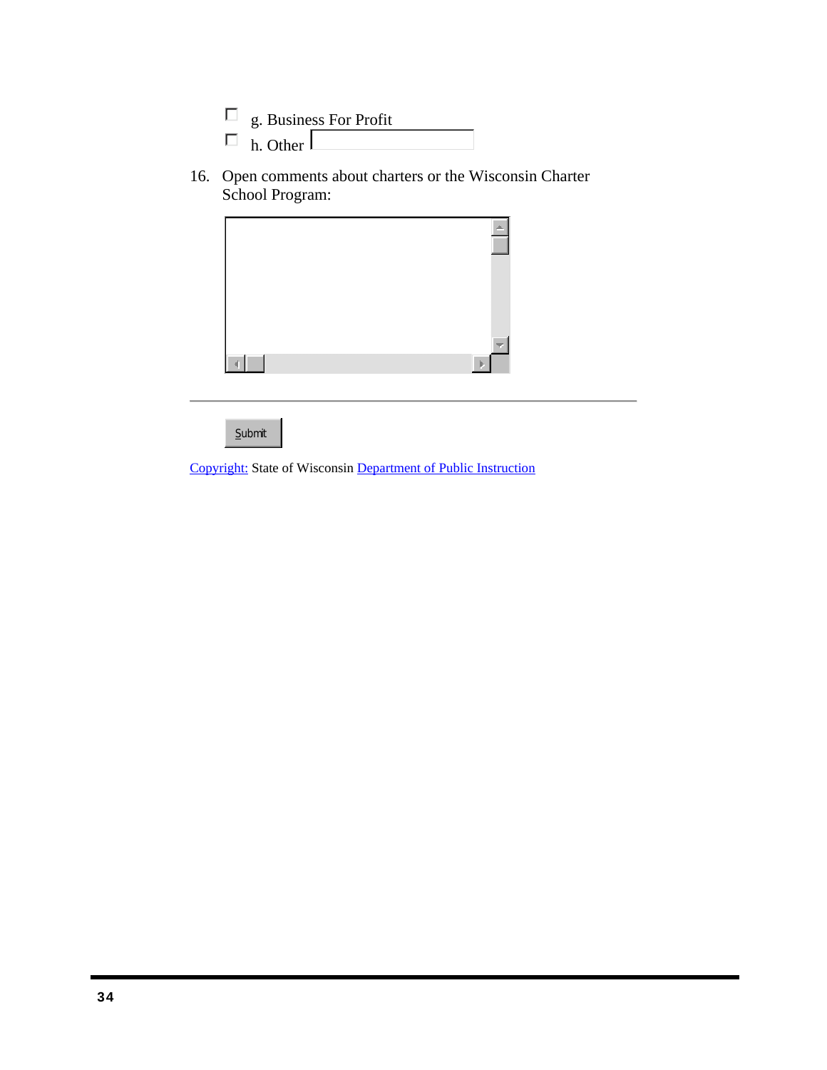- ☐ g. Business For Profit
- ☐ h. Other

16. Open comments about charters or the Wisconsin Charter School Program:

---

Submit

Copyright: State of Wisconsin Department of Public Instruction